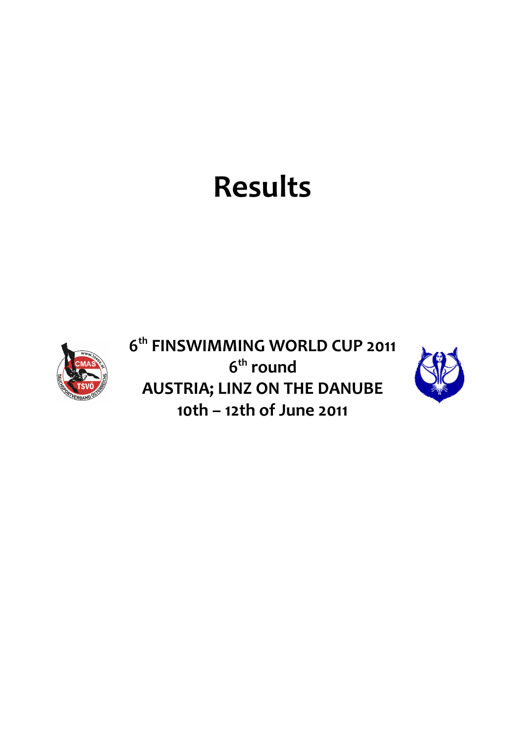# Results

**6th FINSWIMMING WORLD CUP 2011**
**6th round**
**AUSTRIA; LINZ ON THE DANUBE**
**10th – 12th of June 2011**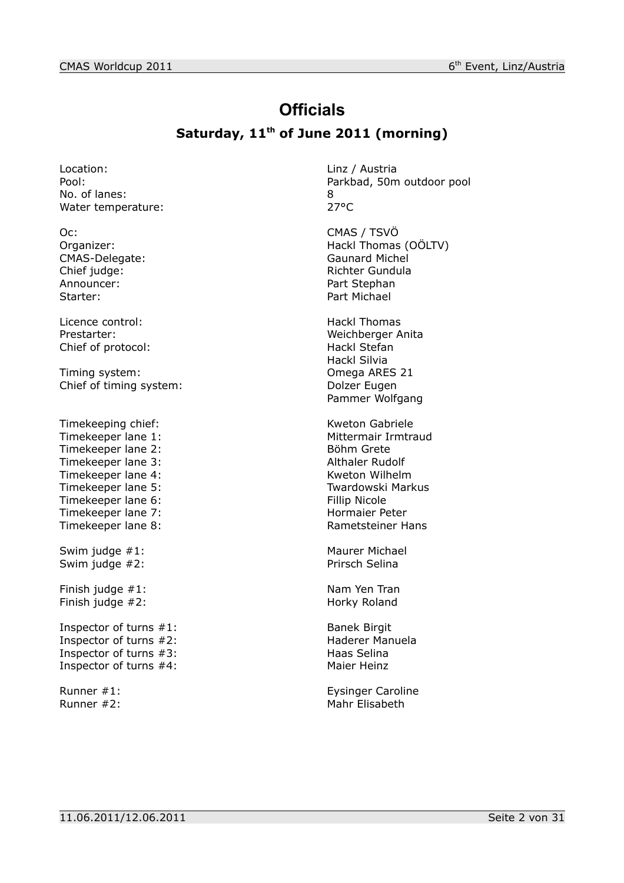# Officials

## Saturday, 11th of June 2011 (morning)

| | |
|---|---|
| Location: | Linz / Austria |
| Pool: | Parkbad, 50m outdoor pool |
| No. of lanes: | 8 |
| Water temperature: | 27°C |
| | |
| Oc: | CMAS / TSVÖ |
| Organizer: | Hackl Thomas (OÖLTV) |
| CMAS-Delegate: | Gaunard Michel |
| Chief judge: | Richter Gundula |
| Announcer: | Part Stephan |
| Starter: | Part Michael |
| | |
| Licence control: | Hackl Thomas |
| Prestarter: | Weichberger Anita |
| Chief of protocol: | Hackl Stefan |
| | Hackl Silvia |
| Timing system: | Omega ARES 21 |
| Chief of timing system: | Dolzer Eugen |
| | Pammer Wolfgang |
| | |
| Timekeeping chief: | Kweton Gabriele |
| Timekeeper lane 1: | Mittermair Irmtraud |
| Timekeeper lane 2: | Böhm Grete |
| Timekeeper lane 3: | Althaler Rudolf |
| Timekeeper lane 4: | Kweton Wilhelm |
| Timekeeper lane 5: | Twardowski Markus |
| Timekeeper lane 6: | Fillip Nicole |
| Timekeeper lane 7: | Hormaier Peter |
| Timekeeper lane 8: | Rametsteiner Hans |
| | |
| Swim judge #1: | Maurer Michael |
| Swim judge #2: | Prirsch Selina |
| | |
| Finish judge #1: | Nam Yen Tran |
| Finish judge #2: | Horky Roland |
| | |
| Inspector of turns #1: | Banek Birgit |
| Inspector of turns #2: | Haderer Manuela |
| Inspector of turns #3: | Haas Selina |
| Inspector of turns #4: | Maier Heinz |
| | |
| Runner #1: | Eysinger Caroline |
| Runner #2: | Mahr Elisabeth |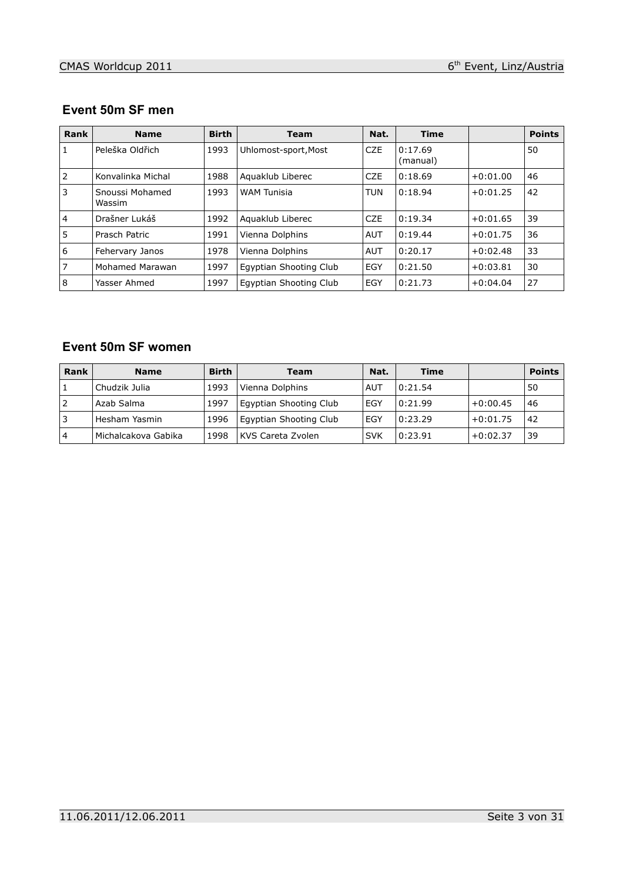## Event 50m SF men

| Rank | Name | Birth | Team | Nat. | Time | | Points |
|---|---|---|---|---|---|---|---|
| 1 | Peleška Oldřich | 1993 | Uhlomost-sport,Most | CZE | 0:17.69 (manual) | | 50 |
| 2 | Konvalinka Michal | 1988 | Aquaklub Liberec | CZE | 0:18.69 | +0:01.00 | 46 |
| 3 | Snoussi Mohamed Wassim | 1993 | WAM Tunisia | TUN | 0:18.94 | +0:01.25 | 42 |
| 4 | Drašner Lukáš | 1992 | Aquaklub Liberec | CZE | 0:19.34 | +0:01.65 | 39 |
| 5 | Prasch Patric | 1991 | Vienna Dolphins | AUT | 0:19.44 | +0:01.75 | 36 |
| 6 | Fehervary Janos | 1978 | Vienna Dolphins | AUT | 0:20.17 | +0:02.48 | 33 |
| 7 | Mohamed Marawan | 1997 | Egyptian Shooting Club | EGY | 0:21.50 | +0:03.81 | 30 |
| 8 | Yasser Ahmed | 1997 | Egyptian Shooting Club | EGY | 0:21.73 | +0:04.04 | 27 |

## Event 50m SF women

| Rank | Name | Birth | Team | Nat. | Time | | Points |
|---|---|---|---|---|---|---|---|
| 1 | Chudzik Julia | 1993 | Vienna Dolphins | AUT | 0:21.54 | | 50 |
| 2 | Azab Salma | 1997 | Egyptian Shooting Club | EGY | 0:21.99 | +0:00.45 | 46 |
| 3 | Hesham Yasmin | 1996 | Egyptian Shooting Club | EGY | 0:23.29 | +0:01.75 | 42 |
| 4 | Michalcakova Gabika | 1998 | KVS Careta Zvolen | SVK | 0:23.91 | +0:02.37 | 39 |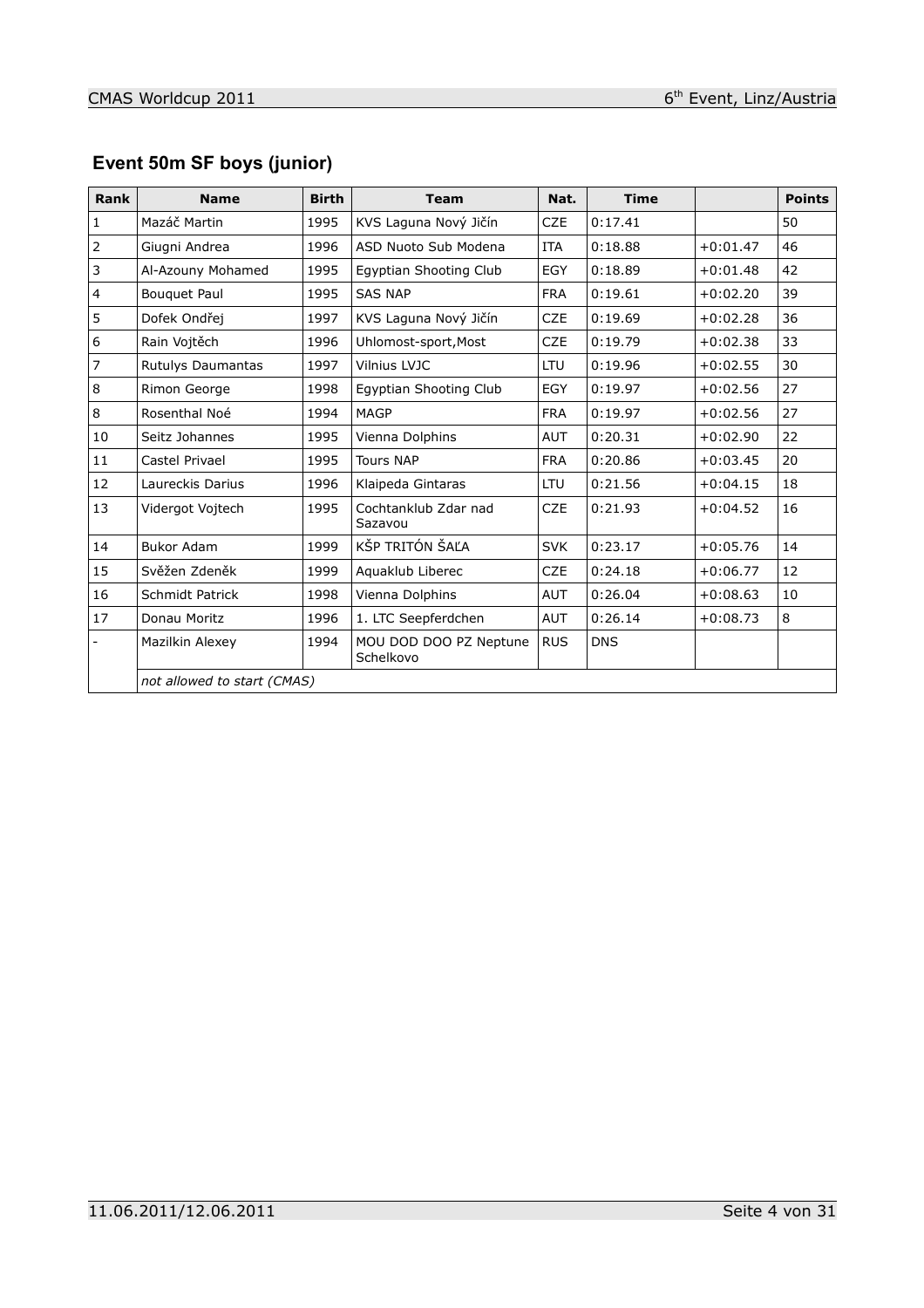## Event 50m SF boys (junior)

| Rank | Name | Birth | Team | Nat. | Time | | Points |
|---|---|---|---|---|---|---|---|
| 1 | Mazáč Martin | 1995 | KVS Laguna Nový Jičín | CZE | 0:17.41 | | 50 |
| 2 | Giugni Andrea | 1996 | ASD Nuoto Sub Modena | ITA | 0:18.88 | +0:01.47 | 46 |
| 3 | Al-Azouny Mohamed | 1995 | Egyptian Shooting Club | EGY | 0:18.89 | +0:01.48 | 42 |
| 4 | Bouquet Paul | 1995 | SAS NAP | FRA | 0:19.61 | +0:02.20 | 39 |
| 5 | Dofek Ondřej | 1997 | KVS Laguna Nový Jičín | CZE | 0:19.69 | +0:02.28 | 36 |
| 6 | Rain Vojtěch | 1996 | Uhlomost-sport,Most | CZE | 0:19.79 | +0:02.38 | 33 |
| 7 | Rutulys Daumantas | 1997 | Vilnius LVJC | LTU | 0:19.96 | +0:02.55 | 30 |
| 8 | Rimon George | 1998 | Egyptian Shooting Club | EGY | 0:19.97 | +0:02.56 | 27 |
| 8 | Rosenthal Noé | 1994 | MAGP | FRA | 0:19.97 | +0:02.56 | 27 |
| 10 | Seitz Johannes | 1995 | Vienna Dolphins | AUT | 0:20.31 | +0:02.90 | 22 |
| 11 | Castel Privael | 1995 | Tours NAP | FRA | 0:20.86 | +0:03.45 | 20 |
| 12 | Laureckis Darius | 1996 | Klaipeda Gintaras | LTU | 0:21.56 | +0:04.15 | 18 |
| 13 | Vidergot Vojtech | 1995 | Cochtanklub Zdar nad Sazavou | CZE | 0:21.93 | +0:04.52 | 16 |
| 14 | Bukor Adam | 1999 | KŠP TRITÓN ŠAĽA | SVK | 0:23.17 | +0:05.76 | 14 |
| 15 | Svěžen Zdeněk | 1999 | Aquaklub Liberec | CZE | 0:24.18 | +0:06.77 | 12 |
| 16 | Schmidt Patrick | 1998 | Vienna Dolphins | AUT | 0:26.04 | +0:08.63 | 10 |
| 17 | Donau Moritz | 1996 | 1. LTC Seepferdchen | AUT | 0:26.14 | +0:08.73 | 8 |
| - | Mazilkin Alexey | 1994 | MOU DOD DOO PZ Neptune Schelkovo | RUS | DNS | | |
| | *not allowed to start (CMAS)* | | | | | | |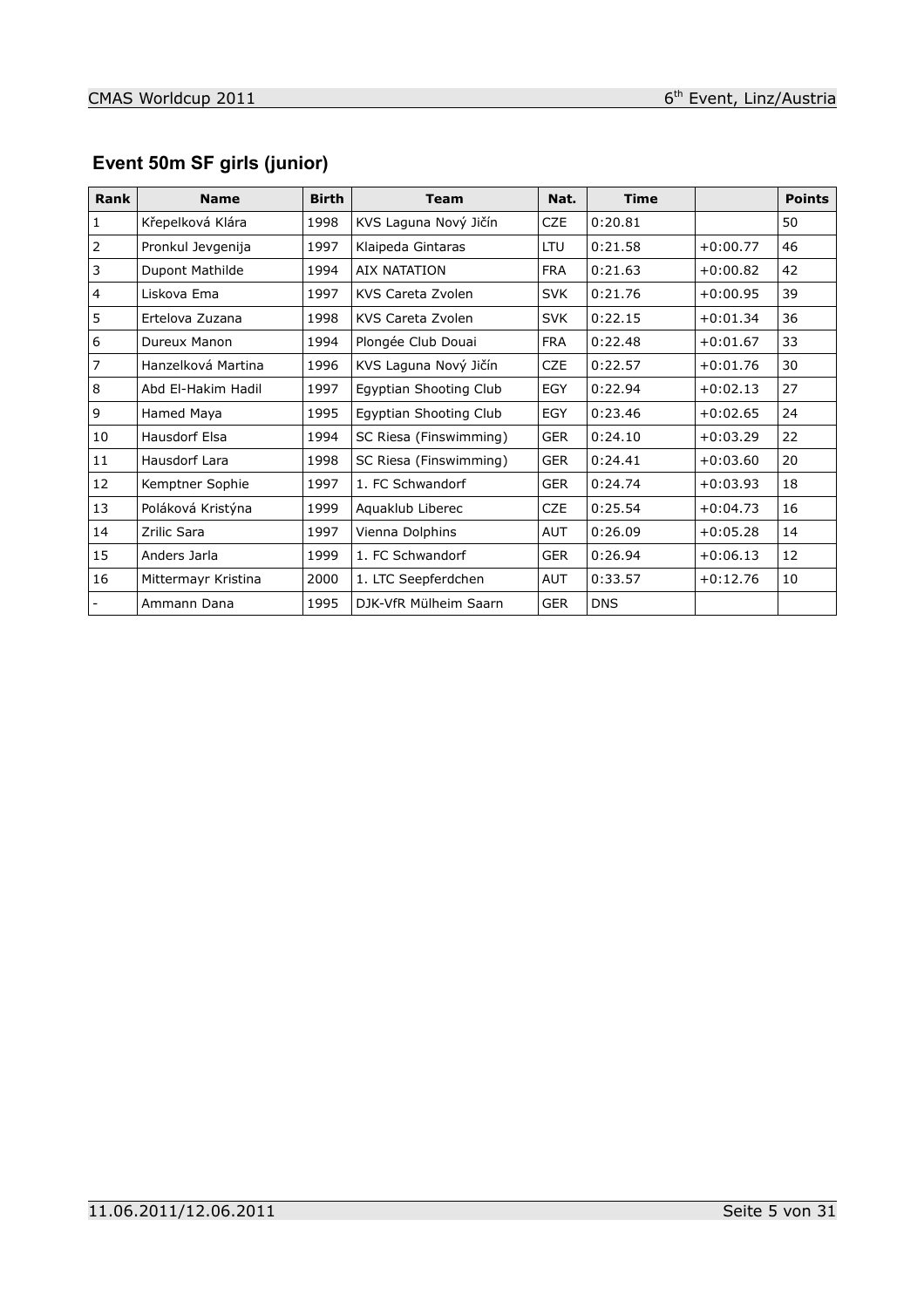## Event 50m SF girls (junior)

| Rank | Name | Birth | Team | Nat. | Time | | Points |
|---|---|---|---|---|---|---|---|
| 1 | Křepelková Klára | 1998 | KVS Laguna Nový Jičín | CZE | 0:20.81 | | 50 |
| 2 | Pronkul Jevgenija | 1997 | Klaipeda Gintaras | LTU | 0:21.58 | +0:00.77 | 46 |
| 3 | Dupont Mathilde | 1994 | AIX NATATION | FRA | 0:21.63 | +0:00.82 | 42 |
| 4 | Liskova Ema | 1997 | KVS Careta Zvolen | SVK | 0:21.76 | +0:00.95 | 39 |
| 5 | Ertelova Zuzana | 1998 | KVS Careta Zvolen | SVK | 0:22.15 | +0:01.34 | 36 |
| 6 | Dureux Manon | 1994 | Plongée Club Douai | FRA | 0:22.48 | +0:01.67 | 33 |
| 7 | Hanzelková Martina | 1996 | KVS Laguna Nový Jičín | CZE | 0:22.57 | +0:01.76 | 30 |
| 8 | Abd El-Hakim Hadil | 1997 | Egyptian Shooting Club | EGY | 0:22.94 | +0:02.13 | 27 |
| 9 | Hamed Maya | 1995 | Egyptian Shooting Club | EGY | 0:23.46 | +0:02.65 | 24 |
| 10 | Hausdorf Elsa | 1994 | SC Riesa (Finswimming) | GER | 0:24.10 | +0:03.29 | 22 |
| 11 | Hausdorf Lara | 1998 | SC Riesa (Finswimming) | GER | 0:24.41 | +0:03.60 | 20 |
| 12 | Kemptner Sophie | 1997 | 1. FC Schwandorf | GER | 0:24.74 | +0:03.93 | 18 |
| 13 | Poláková Kristýna | 1999 | Aquaklub Liberec | CZE | 0:25.54 | +0:04.73 | 16 |
| 14 | Zrilic Sara | 1997 | Vienna Dolphins | AUT | 0:26.09 | +0:05.28 | 14 |
| 15 | Anders Jarla | 1999 | 1. FC Schwandorf | GER | 0:26.94 | +0:06.13 | 12 |
| 16 | Mittermayr Kristina | 2000 | 1. LTC Seepferdchen | AUT | 0:33.57 | +0:12.76 | 10 |
| - | Ammann Dana | 1995 | DJK-VfR Mülheim Saarn | GER | DNS | | |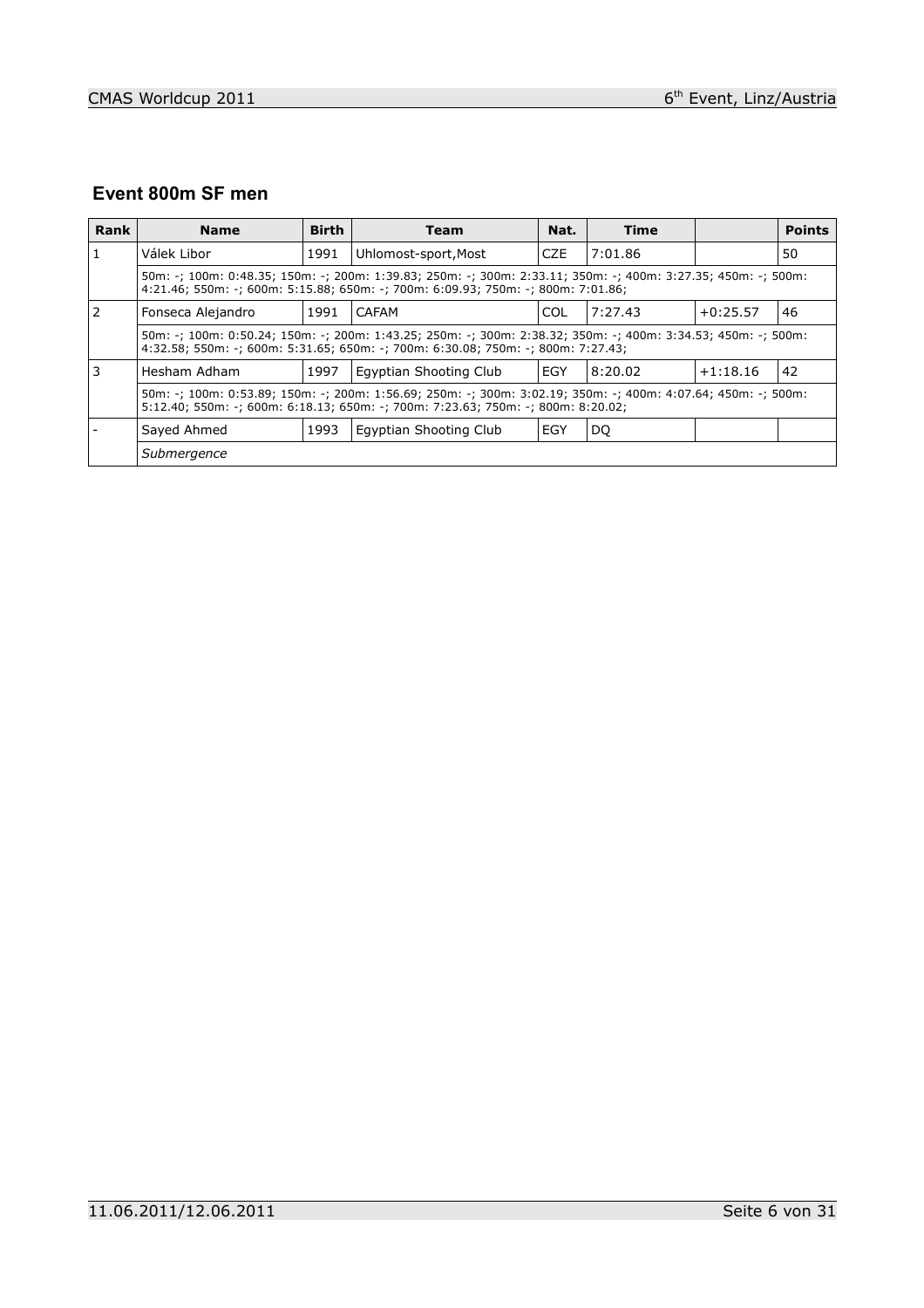## Event 800m SF men

| Rank | Name | Birth | Team | Nat. | Time | | Points |
|---|---|---|---|---|---|---|---|
| 1 | Válek Libor | 1991 | Uhlomost-sport,Most | CZE | 7:01.86 | | 50 |
| | 50m: -; 100m: 0:48.35; 150m: -; 200m: 1:39.83; 250m: -; 300m: 2:33.11; 350m: -; 400m: 3:27.35; 450m: -; 500m: 4:21.46; 550m: -; 600m: 5:15.88; 650m: -; 700m: 6:09.93; 750m: -; 800m: 7:01.86; | | | | | | |
| 2 | Fonseca Alejandro | 1991 | CAFAM | COL | 7:27.43 | +0:25.57 | 46 |
| | 50m: -; 100m: 0:50.24; 150m: -; 200m: 1:43.25; 250m: -; 300m: 2:38.32; 350m: -; 400m: 3:34.53; 450m: -; 500m: 4:32.58; 550m: -; 600m: 5:31.65; 650m: -; 700m: 6:30.08; 750m: -; 800m: 7:27.43; | | | | | | |
| 3 | Hesham Adham | 1997 | Egyptian Shooting Club | EGY | 8:20.02 | +1:18.16 | 42 |
| | 50m: -; 100m: 0:53.89; 150m: -; 200m: 1:56.69; 250m: -; 300m: 3:02.19; 350m: -; 400m: 4:07.64; 450m: -; 500m: 5:12.40; 550m: -; 600m: 6:18.13; 650m: -; 700m: 7:23.63; 750m: -; 800m: 8:20.02; | | | | | | |
| - | Sayed Ahmed | 1993 | Egyptian Shooting Club | EGY | DQ | | |
| | *Submergence* | | | | | | |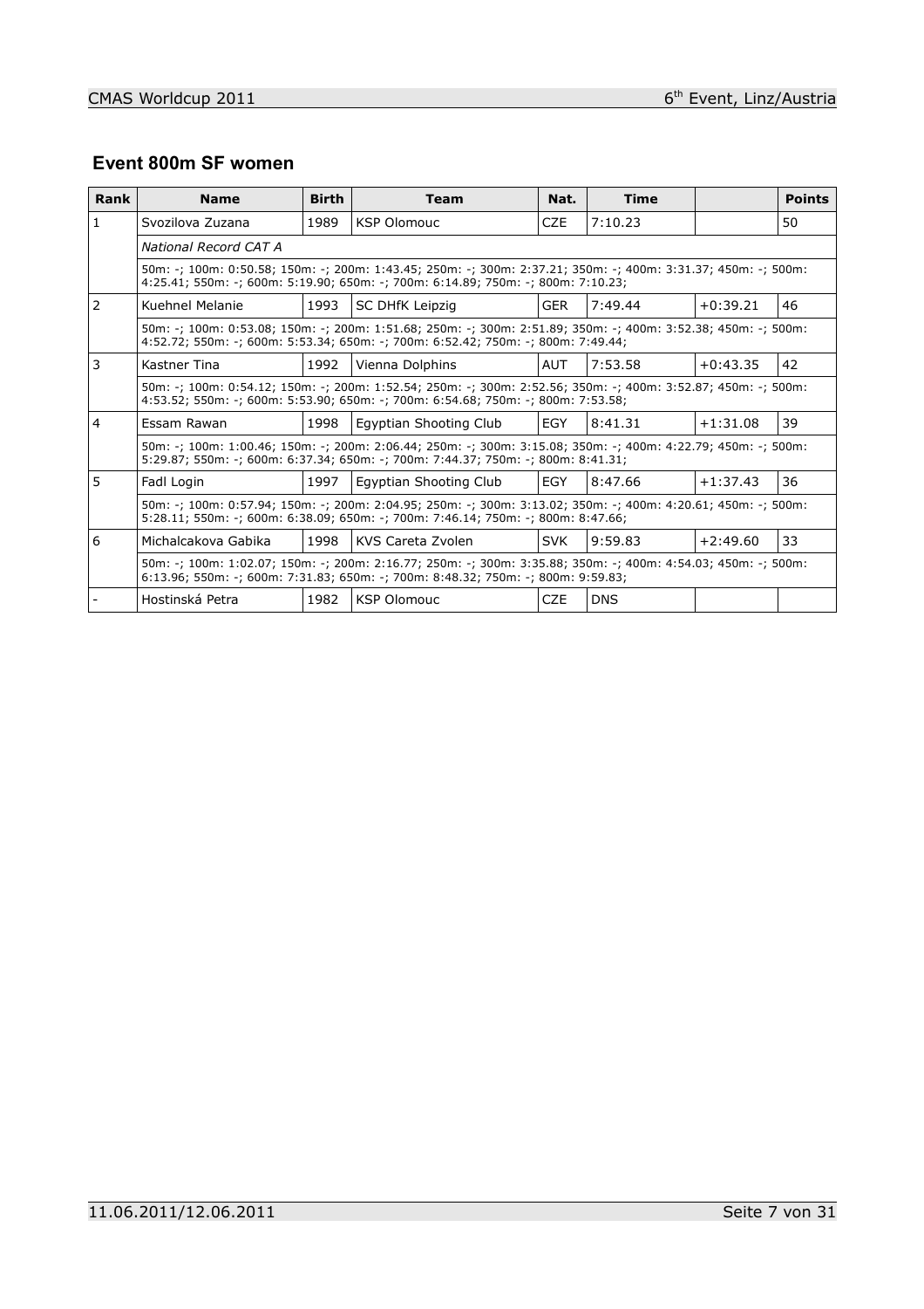## Event 800m SF women

| Rank | Name | Birth | Team | Nat. | Time | | Points |
|---|---|---|---|---|---|---|---|
| 1 | Svozilova Zuzana | 1989 | KSP Olomouc | CZE | 7:10.23 | | 50 |
| | *National Record CAT A* | | | | | | |
| | 50m: -; 100m: 0:50.58; 150m: -; 200m: 1:43.45; 250m: -; 300m: 2:37.21; 350m: -; 400m: 3:31.37; 450m: -; 500m: 4:25.41; 550m: -; 600m: 5:19.90; 650m: -; 700m: 6:14.89; 750m: -; 800m: 7:10.23; | | | | | | |
| 2 | Kuehnel Melanie | 1993 | SC DHfK Leipzig | GER | 7:49.44 | +0:39.21 | 46 |
| | 50m: -; 100m: 0:53.08; 150m: -; 200m: 1:51.68; 250m: -; 300m: 2:51.89; 350m: -; 400m: 3:52.38; 450m: -; 500m: 4:52.72; 550m: -; 600m: 5:53.34; 650m: -; 700m: 6:52.42; 750m: -; 800m: 7:49.44; | | | | | | |
| 3 | Kastner Tina | 1992 | Vienna Dolphins | AUT | 7:53.58 | +0:43.35 | 42 |
| | 50m: -; 100m: 0:54.12; 150m: -; 200m: 1:52.54; 250m: -; 300m: 2:52.56; 350m: -; 400m: 3:52.87; 450m: -; 500m: 4:53.52; 550m: -; 600m: 5:53.90; 650m: -; 700m: 6:54.68; 750m: -; 800m: 7:53.58; | | | | | | |
| 4 | Essam Rawan | 1998 | Egyptian Shooting Club | EGY | 8:41.31 | +1:31.08 | 39 |
| | 50m: -; 100m: 1:00.46; 150m: -; 200m: 2:06.44; 250m: -; 300m: 3:15.08; 350m: -; 400m: 4:22.79; 450m: -; 500m: 5:29.87; 550m: -; 600m: 6:37.34; 650m: -; 700m: 7:44.37; 750m: -; 800m: 8:41.31; | | | | | | |
| 5 | Fadl Login | 1997 | Egyptian Shooting Club | EGY | 8:47.66 | +1:37.43 | 36 |
| | 50m: -; 100m: 0:57.94; 150m: -; 200m: 2:04.95; 250m: -; 300m: 3:13.02; 350m: -; 400m: 4:20.61; 450m: -; 500m: 5:28.11; 550m: -; 600m: 6:38.09; 650m: -; 700m: 7:46.14; 750m: -; 800m: 8:47.66; | | | | | | |
| 6 | Michalcakova Gabika | 1998 | KVS Careta Zvolen | SVK | 9:59.83 | +2:49.60 | 33 |
| | 50m: -; 100m: 1:02.07; 150m: -; 200m: 2:16.77; 250m: -; 300m: 3:35.88; 350m: -; 400m: 4:54.03; 450m: -; 500m: 6:13.96; 550m: -; 600m: 7:31.83; 650m: -; 700m: 8:48.32; 750m: -; 800m: 9:59.83; | | | | | | |
| - | Hostinská Petra | 1982 | KSP Olomouc | CZE | DNS | | |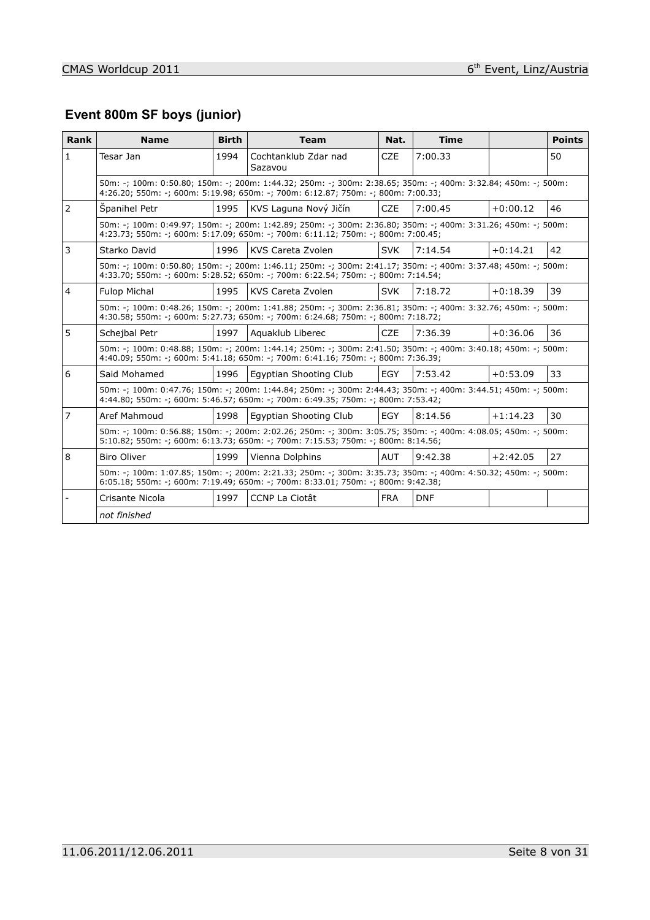## Event 800m SF boys (junior)

| Rank | Name | Birth | Team | Nat. | Time | | Points |
|---|---|---|---|---|---|---|---|
| 1 | Tesar Jan | 1994 | Cochtanklub Zdar nad Sazavou | CZE | 7:00.33 | | 50 |
| | 50m: -; 100m: 0:50.80; 150m: -; 200m: 1:44.32; 250m: -; 300m: 2:38.65; 350m: -; 400m: 3:32.84; 450m: -; 500m: 4:26.20; 550m: -; 600m: 5:19.98; 650m: -; 700m: 6:12.87; 750m: -; 800m: 7:00.33; | | | | | | |
| 2 | Španihel Petr | 1995 | KVS Laguna Nový Jičín | CZE | 7:00.45 | +0:00.12 | 46 |
| | 50m: -; 100m: 0:49.97; 150m: -; 200m: 1:42.89; 250m: -; 300m: 2:36.80; 350m: -; 400m: 3:31.26; 450m: -; 500m: 4:23.73; 550m: -; 600m: 5:17.09; 650m: -; 700m: 6:11.12; 750m: -; 800m: 7:00.45; | | | | | | |
| 3 | Starko David | 1996 | KVS Careta Zvolen | SVK | 7:14.54 | +0:14.21 | 42 |
| | 50m: -; 100m: 0:50.80; 150m: -; 200m: 1:46.11; 250m: -; 300m: 2:41.17; 350m: -; 400m: 3:37.48; 450m: -; 500m: 4:33.70; 550m: -; 600m: 5:28.52; 650m: -; 700m: 6:22.54; 750m: -; 800m: 7:14.54; | | | | | | |
| 4 | Fulop Michal | 1995 | KVS Careta Zvolen | SVK | 7:18.72 | +0:18.39 | 39 |
| | 50m: -; 100m: 0:48.26; 150m: -; 200m: 1:41.88; 250m: -; 300m: 2:36.81; 350m: -; 400m: 3:32.76; 450m: -; 500m: 4:30.58; 550m: -; 600m: 5:27.73; 650m: -; 700m: 6:24.68; 750m: -; 800m: 7:18.72; | | | | | | |
| 5 | Schejbal Petr | 1997 | Aquaklub Liberec | CZE | 7:36.39 | +0:36.06 | 36 |
| | 50m: -; 100m: 0:48.88; 150m: -; 200m: 1:44.14; 250m: -; 300m: 2:41.50; 350m: -; 400m: 3:40.18; 450m: -; 500m: 4:40.09; 550m: -; 600m: 5:41.18; 650m: -; 700m: 6:41.16; 750m: -; 800m: 7:36.39; | | | | | | |
| 6 | Said Mohamed | 1996 | Egyptian Shooting Club | EGY | 7:53.42 | +0:53.09 | 33 |
| | 50m: -; 100m: 0:47.76; 150m: -; 200m: 1:44.84; 250m: -; 300m: 2:44.43; 350m: -; 400m: 3:44.51; 450m: -; 500m: 4:44.80; 550m: -; 600m: 5:46.57; 650m: -; 700m: 6:49.35; 750m: -; 800m: 7:53.42; | | | | | | |
| 7 | Aref Mahmoud | 1998 | Egyptian Shooting Club | EGY | 8:14.56 | +1:14.23 | 30 |
| | 50m: -; 100m: 0:56.88; 150m: -; 200m: 2:02.26; 250m: -; 300m: 3:05.75; 350m: -; 400m: 4:08.05; 450m: -; 500m: 5:10.82; 550m: -; 600m: 6:13.73; 650m: -; 700m: 7:15.53; 750m: -; 800m: 8:14.56; | | | | | | |
| 8 | Biro Oliver | 1999 | Vienna Dolphins | AUT | 9:42.38 | +2:42.05 | 27 |
| | 50m: -; 100m: 1:07.85; 150m: -; 200m: 2:21.33; 250m: -; 300m: 3:35.73; 350m: -; 400m: 4:50.32; 450m: -; 500m: 6:05.18; 550m: -; 600m: 7:19.49; 650m: -; 700m: 8:33.01; 750m: -; 800m: 9:42.38; | | | | | | |
| - | Crisante Nicola | 1997 | CCNP La Ciotât | FRA | DNF | | |
| | *not finished* | | | | | | |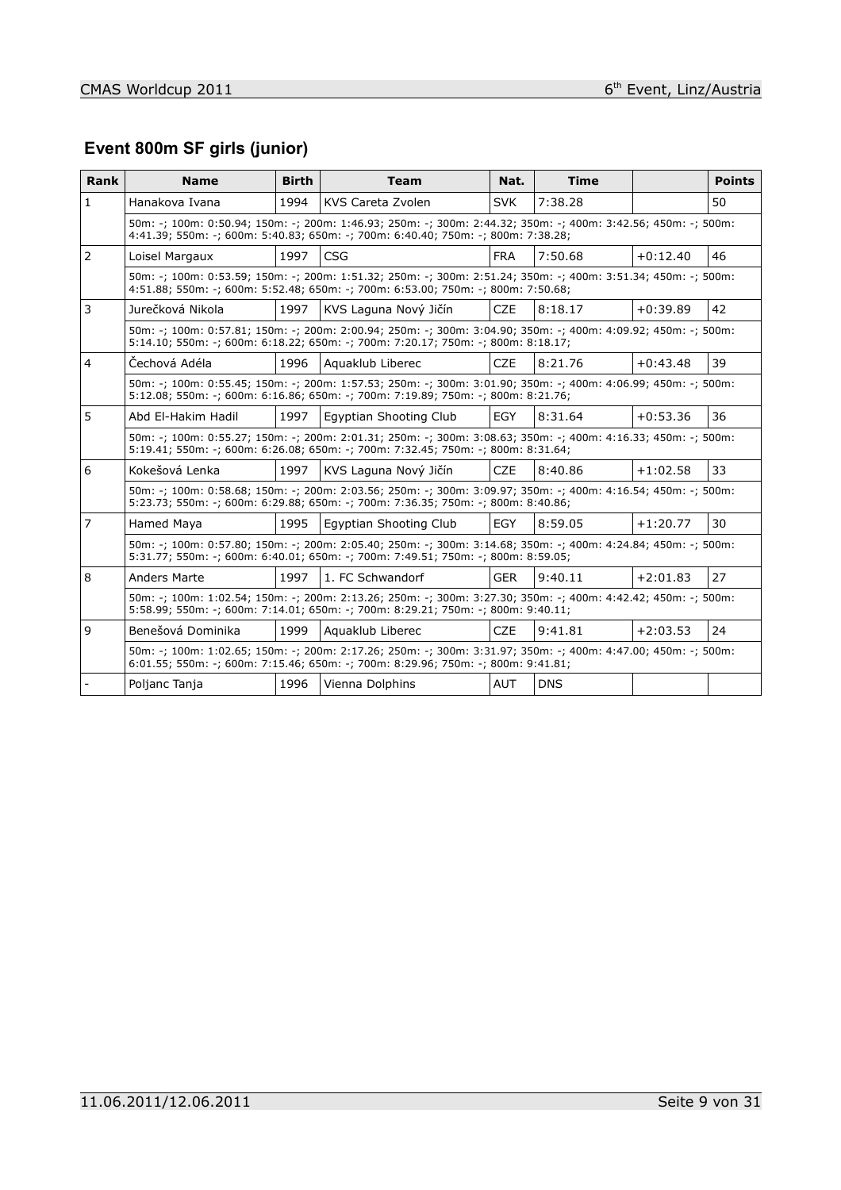## Event 800m SF girls (junior)

| Rank | Name | Birth | Team | Nat. | Time | | Points |
|---|---|---|---|---|---|---|---|
| 1 | Hanakova Ivana | 1994 | KVS Careta Zvolen | SVK | 7:38.28 | | 50 |
| | 50m: -; 100m: 0:50.94; 150m: -; 200m: 1:46.93; 250m: -; 300m: 2:44.32; 350m: -; 400m: 3:42.56; 450m: -; 500m: 4:41.39; 550m: -; 600m: 5:40.83; 650m: -; 700m: 6:40.40; 750m: -; 800m: 7:38.28; | | | | | | |
| 2 | Loisel Margaux | 1997 | CSG | FRA | 7:50.68 | +0:12.40 | 46 |
| | 50m: -; 100m: 0:53.59; 150m: -; 200m: 1:51.32; 250m: -; 300m: 2:51.24; 350m: -; 400m: 3:51.34; 450m: -; 500m: 4:51.88; 550m: -; 600m: 5:52.48; 650m: -; 700m: 6:53.00; 750m: -; 800m: 7:50.68; | | | | | | |
| 3 | Jurečková Nikola | 1997 | KVS Laguna Nový Jičín | CZE | 8:18.17 | +0:39.89 | 42 |
| | 50m: -; 100m: 0:57.81; 150m: -; 200m: 2:00.94; 250m: -; 300m: 3:04.90; 350m: -; 400m: 4:09.92; 450m: -; 500m: 5:14.10; 550m: -; 600m: 6:18.22; 650m: -; 700m: 7:20.17; 750m: -; 800m: 8:18.17; | | | | | | |
| 4 | Čechová Adéla | 1996 | Aquaklub Liberec | CZE | 8:21.76 | +0:43.48 | 39 |
| | 50m: -; 100m: 0:55.45; 150m: -; 200m: 1:57.53; 250m: -; 300m: 3:01.90; 350m: -; 400m: 4:06.99; 450m: -; 500m: 5:12.08; 550m: -; 600m: 6:16.86; 650m: -; 700m: 7:19.89; 750m: -; 800m: 8:21.76; | | | | | | |
| 5 | Abd El-Hakim Hadil | 1997 | Egyptian Shooting Club | EGY | 8:31.64 | +0:53.36 | 36 |
| | 50m: -; 100m: 0:55.27; 150m: -; 200m: 2:01.31; 250m: -; 300m: 3:08.63; 350m: -; 400m: 4:16.33; 450m: -; 500m: 5:19.41; 550m: -; 600m: 6:26.08; 650m: -; 700m: 7:32.45; 750m: -; 800m: 8:31.64; | | | | | | |
| 6 | Kokešová Lenka | 1997 | KVS Laguna Nový Jičín | CZE | 8:40.86 | +1:02.58 | 33 |
| | 50m: -; 100m: 0:58.68; 150m: -; 200m: 2:03.56; 250m: -; 300m: 3:09.97; 350m: -; 400m: 4:16.54; 450m: -; 500m: 5:23.73; 550m: -; 600m: 6:29.88; 650m: -; 700m: 7:36.35; 750m: -; 800m: 8:40.86; | | | | | | |
| 7 | Hamed Maya | 1995 | Egyptian Shooting Club | EGY | 8:59.05 | +1:20.77 | 30 |
| | 50m: -; 100m: 0:57.80; 150m: -; 200m: 2:05.40; 250m: -; 300m: 3:14.68; 350m: -; 400m: 4:24.84; 450m: -; 500m: 5:31.77; 550m: -; 600m: 6:40.01; 650m: -; 700m: 7:49.51; 750m: -; 800m: 8:59.05; | | | | | | |
| 8 | Anders Marte | 1997 | 1. FC Schwandorf | GER | 9:40.11 | +2:01.83 | 27 |
| | 50m: -; 100m: 1:02.54; 150m: -; 200m: 2:13.26; 250m: -; 300m: 3:27.30; 350m: -; 400m: 4:42.42; 450m: -; 500m: 5:58.99; 550m: -; 600m: 7:14.01; 650m: -; 700m: 8:29.21; 750m: -; 800m: 9:40.11; | | | | | | |
| 9 | Benešová Dominika | 1999 | Aquaklub Liberec | CZE | 9:41.81 | +2:03.53 | 24 |
| | 50m: -; 100m: 1:02.65; 150m: -; 200m: 2:17.26; 250m: -; 300m: 3:31.97; 350m: -; 400m: 4:47.00; 450m: -; 500m: 6:01.55; 550m: -; 600m: 7:15.46; 650m: -; 700m: 8:29.96; 750m: -; 800m: 9:41.81; | | | | | | |
| - | Poljanc Tanja | 1996 | Vienna Dolphins | AUT | DNS | | |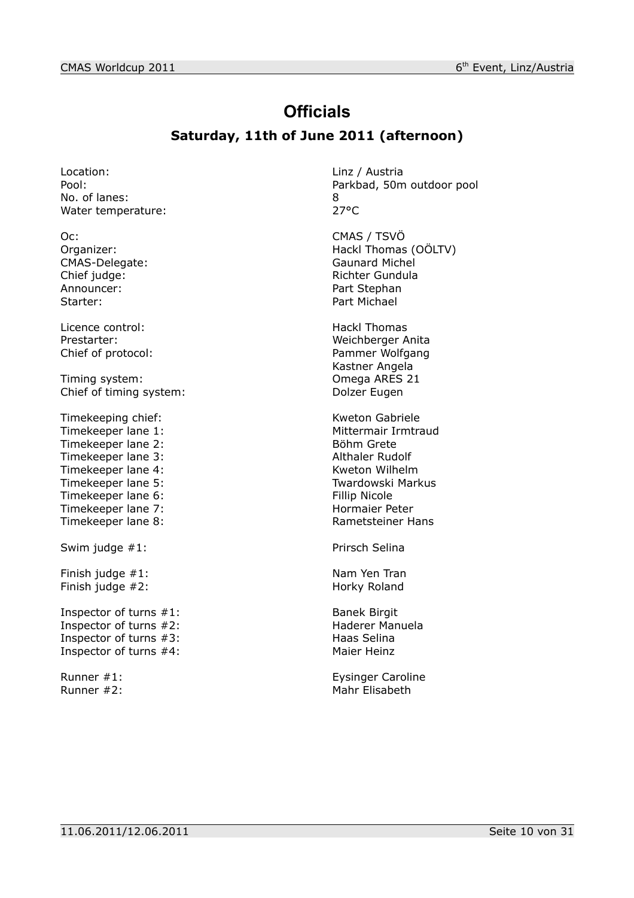# Officials

## Saturday, 11th of June 2011 (afternoon)

| | |
|---|---|
| Location: | Linz / Austria |
| Pool: | Parkbad, 50m outdoor pool |
| No. of lanes: | 8 |
| Water temperature: | 27°C |
| | |
| Oc: | CMAS / TSVÖ |
| Organizer: | Hackl Thomas (OÖLTV) |
| CMAS-Delegate: | Gaunard Michel |
| Chief judge: | Richter Gundula |
| Announcer: | Part Stephan |
| Starter: | Part Michael |
| | |
| Licence control: | Hackl Thomas |
| Prestarter: | Weichberger Anita |
| Chief of protocol: | Pammer Wolfgang |
| | Kastner Angela |
| Timing system: | Omega ARES 21 |
| Chief of timing system: | Dolzer Eugen |
| | |
| Timekeeping chief: | Kweton Gabriele |
| Timekeeper lane 1: | Mittermair Irmtraud |
| Timekeeper lane 2: | Böhm Grete |
| Timekeeper lane 3: | Althaler Rudolf |
| Timekeeper lane 4: | Kweton Wilhelm |
| Timekeeper lane 5: | Twardowski Markus |
| Timekeeper lane 6: | Fillip Nicole |
| Timekeeper lane 7: | Hormaier Peter |
| Timekeeper lane 8: | Rametsteiner Hans |
| | |
| Swim judge #1: | Prirsch Selina |
| | |
| Finish judge #1: | Nam Yen Tran |
| Finish judge #2: | Horky Roland |
| | |
| Inspector of turns #1: | Banek Birgit |
| Inspector of turns #2: | Haderer Manuela |
| Inspector of turns #3: | Haas Selina |
| Inspector of turns #4: | Maier Heinz |
| | |
| Runner #1: | Eysinger Caroline |
| Runner #2: | Mahr Elisabeth |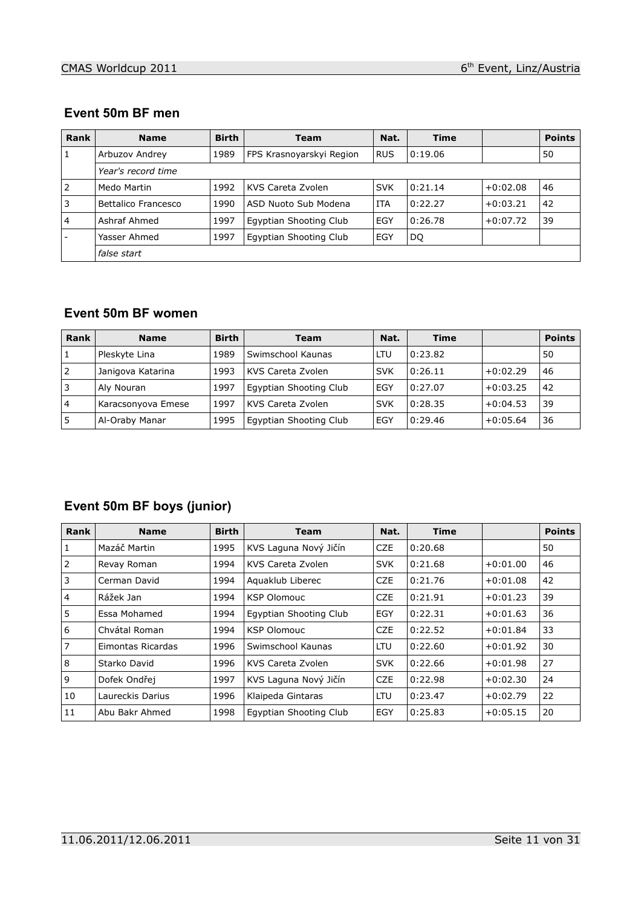## Event 50m BF men

| Rank | Name | Birth | Team | Nat. | Time | | Points |
|---|---|---|---|---|---|---|---|
| 1 | Arbuzov Andrey | 1989 | FPS Krasnoyarskyi Region | RUS | 0:19.06 | | 50 |
| | *Year's record time* | | | | | | |
| 2 | Medo Martin | 1992 | KVS Careta Zvolen | SVK | 0:21.14 | +0:02.08 | 46 |
| 3 | Bettalico Francesco | 1990 | ASD Nuoto Sub Modena | ITA | 0:22.27 | +0:03.21 | 42 |
| 4 | Ashraf Ahmed | 1997 | Egyptian Shooting Club | EGY | 0:26.78 | +0:07.72 | 39 |
| - | Yasser Ahmed | 1997 | Egyptian Shooting Club | EGY | DQ | | |
| | *false start* | | | | | | |

## Event 50m BF women

| Rank | Name | Birth | Team | Nat. | Time | | Points |
|---|---|---|---|---|---|---|---|
| 1 | Pleskyte Lina | 1989 | Swimschool Kaunas | LTU | 0:23.82 | | 50 |
| 2 | Janigova Katarina | 1993 | KVS Careta Zvolen | SVK | 0:26.11 | +0:02.29 | 46 |
| 3 | Aly Nouran | 1997 | Egyptian Shooting Club | EGY | 0:27.07 | +0:03.25 | 42 |
| 4 | Karacsonyova Emese | 1997 | KVS Careta Zvolen | SVK | 0:28.35 | +0:04.53 | 39 |
| 5 | Al-Oraby Manar | 1995 | Egyptian Shooting Club | EGY | 0:29.46 | +0:05.64 | 36 |

## Event 50m BF boys (junior)

| Rank | Name | Birth | Team | Nat. | Time | | Points |
|---|---|---|---|---|---|---|---|
| 1 | Mazáč Martin | 1995 | KVS Laguna Nový Jičín | CZE | 0:20.68 | | 50 |
| 2 | Revay Roman | 1994 | KVS Careta Zvolen | SVK | 0:21.68 | +0:01.00 | 46 |
| 3 | Cerman David | 1994 | Aquaklub Liberec | CZE | 0:21.76 | +0:01.08 | 42 |
| 4 | Rážek Jan | 1994 | KSP Olomouc | CZE | 0:21.91 | +0:01.23 | 39 |
| 5 | Essa Mohamed | 1994 | Egyptian Shooting Club | EGY | 0:22.31 | +0:01.63 | 36 |
| 6 | Chvátal Roman | 1994 | KSP Olomouc | CZE | 0:22.52 | +0:01.84 | 33 |
| 7 | Eimontas Ricardas | 1996 | Swimschool Kaunas | LTU | 0:22.60 | +0:01.92 | 30 |
| 8 | Starko David | 1996 | KVS Careta Zvolen | SVK | 0:22.66 | +0:01.98 | 27 |
| 9 | Dofek Ondřej | 1997 | KVS Laguna Nový Jičín | CZE | 0:22.98 | +0:02.30 | 24 |
| 10 | Laureckis Darius | 1996 | Klaipeda Gintaras | LTU | 0:23.47 | +0:02.79 | 22 |
| 11 | Abu Bakr Ahmed | 1998 | Egyptian Shooting Club | EGY | 0:25.83 | +0:05.15 | 20 |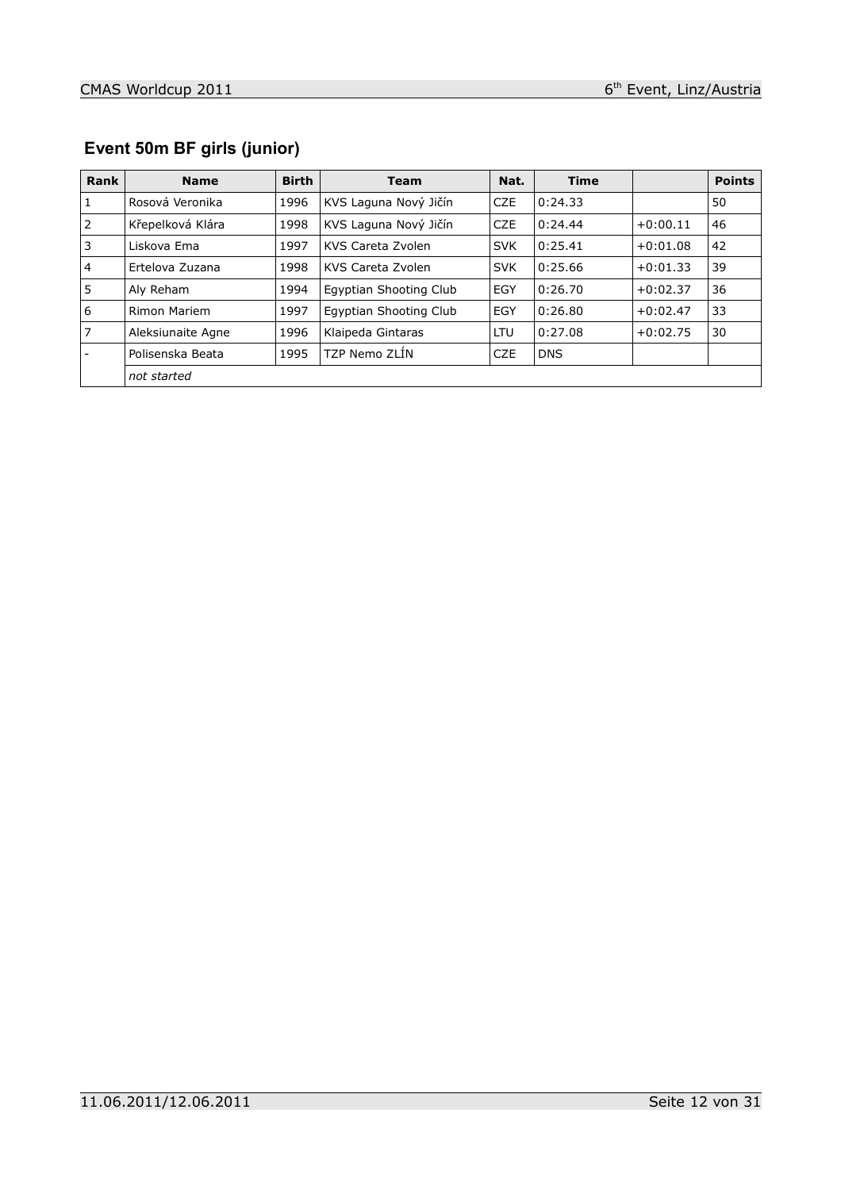## Event 50m BF girls (junior)

| Rank | Name | Birth | Team | Nat. | Time | | Points |
|---|---|---|---|---|---|---|---|
| 1 | Rosová Veronika | 1996 | KVS Laguna Nový Jičín | CZE | 0:24.33 | | 50 |
| 2 | Křepelková Klára | 1998 | KVS Laguna Nový Jičín | CZE | 0:24.44 | +0:00.11 | 46 |
| 3 | Liskova Ema | 1997 | KVS Careta Zvolen | SVK | 0:25.41 | +0:01.08 | 42 |
| 4 | Ertelova Zuzana | 1998 | KVS Careta Zvolen | SVK | 0:25.66 | +0:01.33 | 39 |
| 5 | Aly Reham | 1994 | Egyptian Shooting Club | EGY | 0:26.70 | +0:02.37 | 36 |
| 6 | Rimon Mariem | 1997 | Egyptian Shooting Club | EGY | 0:26.80 | +0:02.47 | 33 |
| 7 | Aleksiunaite Agne | 1996 | Klaipeda Gintaras | LTU | 0:27.08 | +0:02.75 | 30 |
| - | Polisenska Beata | 1995 | TZP Nemo ZLÍN | CZE | DNS | | |
| | *not started* | | | | | | |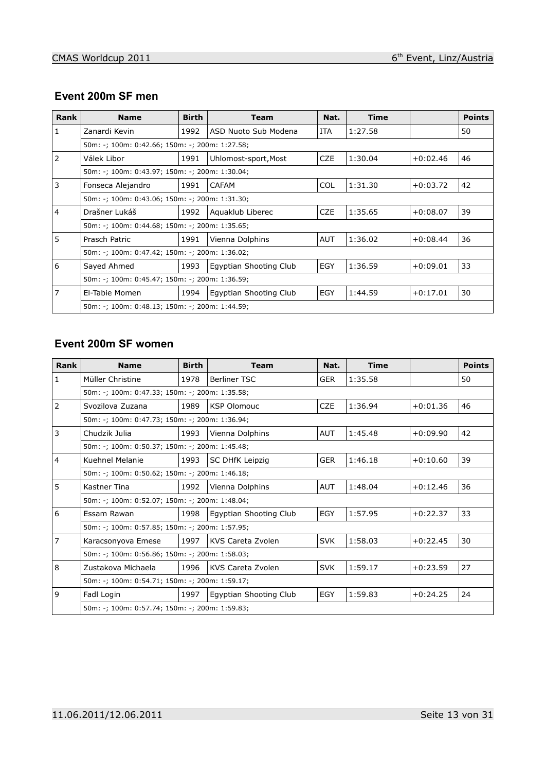## Event 200m SF men

| Rank | Name | Birth | Team | Nat. | Time | | Points |
|---|---|---|---|---|---|---|---|
| 1 | Zanardi Kevin | 1992 | ASD Nuoto Sub Modena | ITA | 1:27.58 | | 50 |
| | 50m: -; 100m: 0:42.66; 150m: -; 200m: 1:27.58; | | | | | | |
| 2 | Válek Libor | 1991 | Uhlomost-sport,Most | CZE | 1:30.04 | +0:02.46 | 46 |
| | 50m: -; 100m: 0:43.97; 150m: -; 200m: 1:30.04; | | | | | | |
| 3 | Fonseca Alejandro | 1991 | CAFAM | COL | 1:31.30 | +0:03.72 | 42 |
| | 50m: -; 100m: 0:43.06; 150m: -; 200m: 1:31.30; | | | | | | |
| 4 | Drašner Lukáš | 1992 | Aquaklub Liberec | CZE | 1:35.65 | +0:08.07 | 39 |
| | 50m: -; 100m: 0:44.68; 150m: -; 200m: 1:35.65; | | | | | | |
| 5 | Prasch Patric | 1991 | Vienna Dolphins | AUT | 1:36.02 | +0:08.44 | 36 |
| | 50m: -; 100m: 0:47.42; 150m: -; 200m: 1:36.02; | | | | | | |
| 6 | Sayed Ahmed | 1993 | Egyptian Shooting Club | EGY | 1:36.59 | +0:09.01 | 33 |
| | 50m: -; 100m: 0:45.47; 150m: -; 200m: 1:36.59; | | | | | | |
| 7 | El-Tabie Momen | 1994 | Egyptian Shooting Club | EGY | 1:44.59 | +0:17.01 | 30 |
| | 50m: -; 100m: 0:48.13; 150m: -; 200m: 1:44.59; | | | | | | |

## Event 200m SF women

| Rank | Name | Birth | Team | Nat. | Time | | Points |
|---|---|---|---|---|---|---|---|
| 1 | Müller Christine | 1978 | Berliner TSC | GER | 1:35.58 | | 50 |
| | 50m: -; 100m: 0:47.33; 150m: -; 200m: 1:35.58; | | | | | | |
| 2 | Svozilova Zuzana | 1989 | KSP Olomouc | CZE | 1:36.94 | +0:01.36 | 46 |
| | 50m: -; 100m: 0:47.73; 150m: -; 200m: 1:36.94; | | | | | | |
| 3 | Chudzik Julia | 1993 | Vienna Dolphins | AUT | 1:45.48 | +0:09.90 | 42 |
| | 50m: -; 100m: 0:50.37; 150m: -; 200m: 1:45.48; | | | | | | |
| 4 | Kuehnel Melanie | 1993 | SC DHfK Leipzig | GER | 1:46.18 | +0:10.60 | 39 |
| | 50m: -; 100m: 0:50.62; 150m: -; 200m: 1:46.18; | | | | | | |
| 5 | Kastner Tina | 1992 | Vienna Dolphins | AUT | 1:48.04 | +0:12.46 | 36 |
| | 50m: -; 100m: 0:52.07; 150m: -; 200m: 1:48.04; | | | | | | |
| 6 | Essam Rawan | 1998 | Egyptian Shooting Club | EGY | 1:57.95 | +0:22.37 | 33 |
| | 50m: -; 100m: 0:57.85; 150m: -; 200m: 1:57.95; | | | | | | |
| 7 | Karacsonyova Emese | 1997 | KVS Careta Zvolen | SVK | 1:58.03 | +0:22.45 | 30 |
| | 50m: -; 100m: 0:56.86; 150m: -; 200m: 1:58.03; | | | | | | |
| 8 | Zustakova Michaela | 1996 | KVS Careta Zvolen | SVK | 1:59.17 | +0:23.59 | 27 |
| | 50m: -; 100m: 0:54.71; 150m: -; 200m: 1:59.17; | | | | | | |
| 9 | Fadl Login | 1997 | Egyptian Shooting Club | EGY | 1:59.83 | +0:24.25 | 24 |
| | 50m: -; 100m: 0:57.74; 150m: -; 200m: 1:59.83; | | | | | | |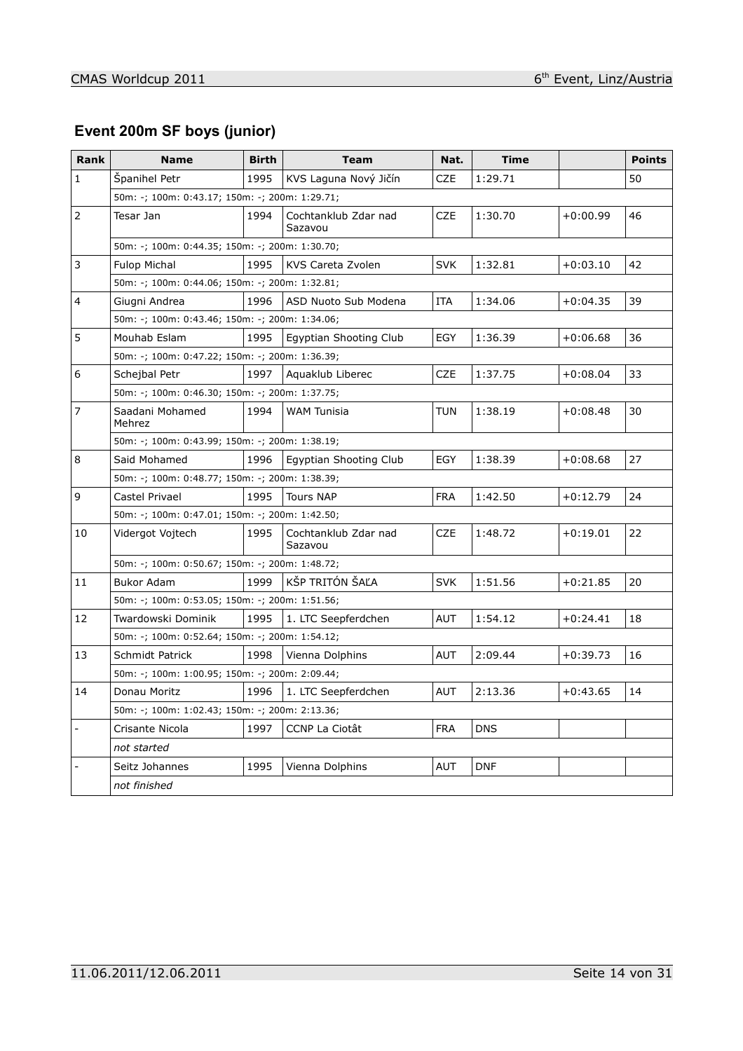## Event 200m SF boys (junior)

| Rank | Name | Birth | Team | Nat. | Time | | Points |
|---|---|---|---|---|---|---|---|
| 1 | Španihel Petr | 1995 | KVS Laguna Nový Jičín | CZE | 1:29.71 | | 50 |
| | 50m: -; 100m: 0:43.17; 150m: -; 200m: 1:29.71; | | | | | | |
| 2 | Tesar Jan | 1994 | Cochtanklub Zdar nad Sazavou | CZE | 1:30.70 | +0:00.99 | 46 |
| | 50m: -; 100m: 0:44.35; 150m: -; 200m: 1:30.70; | | | | | | |
| 3 | Fulop Michal | 1995 | KVS Careta Zvolen | SVK | 1:32.81 | +0:03.10 | 42 |
| | 50m: -; 100m: 0:44.06; 150m: -; 200m: 1:32.81; | | | | | | |
| 4 | Giugni Andrea | 1996 | ASD Nuoto Sub Modena | ITA | 1:34.06 | +0:04.35 | 39 |
| | 50m: -; 100m: 0:43.46; 150m: -; 200m: 1:34.06; | | | | | | |
| 5 | Mouhab Eslam | 1995 | Egyptian Shooting Club | EGY | 1:36.39 | +0:06.68 | 36 |
| | 50m: -; 100m: 0:47.22; 150m: -; 200m: 1:36.39; | | | | | | |
| 6 | Schejbal Petr | 1997 | Aquaklub Liberec | CZE | 1:37.75 | +0:08.04 | 33 |
| | 50m: -; 100m: 0:46.30; 150m: -; 200m: 1:37.75; | | | | | | |
| 7 | Saadani Mohamed Mehrez | 1994 | WAM Tunisia | TUN | 1:38.19 | +0:08.48 | 30 |
| | 50m: -; 100m: 0:43.99; 150m: -; 200m: 1:38.19; | | | | | | |
| 8 | Said Mohamed | 1996 | Egyptian Shooting Club | EGY | 1:38.39 | +0:08.68 | 27 |
| | 50m: -; 100m: 0:48.77; 150m: -; 200m: 1:38.39; | | | | | | |
| 9 | Castel Privael | 1995 | Tours NAP | FRA | 1:42.50 | +0:12.79 | 24 |
| | 50m: -; 100m: 0:47.01; 150m: -; 200m: 1:42.50; | | | | | | |
| 10 | Vidergot Vojtech | 1995 | Cochtanklub Zdar nad Sazavou | CZE | 1:48.72 | +0:19.01 | 22 |
| | 50m: -; 100m: 0:50.67; 150m: -; 200m: 1:48.72; | | | | | | |
| 11 | Bukor Adam | 1999 | KŠP TRITÓN ŠAĽA | SVK | 1:51.56 | +0:21.85 | 20 |
| | 50m: -; 100m: 0:53.05; 150m: -; 200m: 1:51.56; | | | | | | |
| 12 | Twardowski Dominik | 1995 | 1. LTC Seepferdchen | AUT | 1:54.12 | +0:24.41 | 18 |
| | 50m: -; 100m: 0:52.64; 150m: -; 200m: 1:54.12; | | | | | | |
| 13 | Schmidt Patrick | 1998 | Vienna Dolphins | AUT | 2:09.44 | +0:39.73 | 16 |
| | 50m: -; 100m: 1:00.95; 150m: -; 200m: 2:09.44; | | | | | | |
| 14 | Donau Moritz | 1996 | 1. LTC Seepferdchen | AUT | 2:13.36 | +0:43.65 | 14 |
| | 50m: -; 100m: 1:02.43; 150m: -; 200m: 2:13.36; | | | | | | |
| - | Crisante Nicola | 1997 | CCNP La Ciotât | FRA | DNS | | |
| | *not started* | | | | | | |
| - | Seitz Johannes | 1995 | Vienna Dolphins | AUT | DNF | | |
| | *not finished* | | | | | | |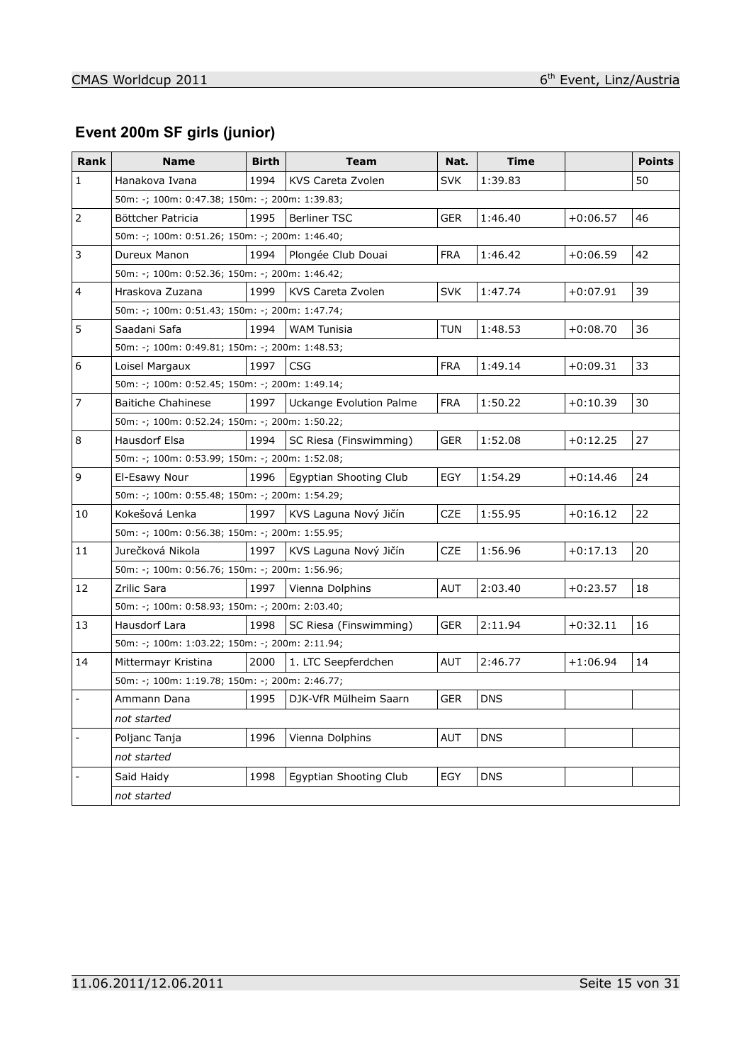## Event 200m SF girls (junior)

| Rank | Name | Birth | Team | Nat. | Time | | Points |
|---|---|---|---|---|---|---|---|
| 1 | Hanakova Ivana | 1994 | KVS Careta Zvolen | SVK | 1:39.83 | | 50 |
| | 50m: -; 100m: 0:47.38; 150m: -; 200m: 1:39.83; | | | | | | |
| 2 | Böttcher Patricia | 1995 | Berliner TSC | GER | 1:46.40 | +0:06.57 | 46 |
| | 50m: -; 100m: 0:51.26; 150m: -; 200m: 1:46.40; | | | | | | |
| 3 | Dureux Manon | 1994 | Plongée Club Douai | FRA | 1:46.42 | +0:06.59 | 42 |
| | 50m: -; 100m: 0:52.36; 150m: -; 200m: 1:46.42; | | | | | | |
| 4 | Hraskova Zuzana | 1999 | KVS Careta Zvolen | SVK | 1:47.74 | +0:07.91 | 39 |
| | 50m: -; 100m: 0:51.43; 150m: -; 200m: 1:47.74; | | | | | | |
| 5 | Saadani Safa | 1994 | WAM Tunisia | TUN | 1:48.53 | +0:08.70 | 36 |
| | 50m: -; 100m: 0:49.81; 150m: -; 200m: 1:48.53; | | | | | | |
| 6 | Loisel Margaux | 1997 | CSG | FRA | 1:49.14 | +0:09.31 | 33 |
| | 50m: -; 100m: 0:52.45; 150m: -; 200m: 1:49.14; | | | | | | |
| 7 | Baitiche Chahinese | 1997 | Uckange Evolution Palme | FRA | 1:50.22 | +0:10.39 | 30 |
| | 50m: -; 100m: 0:52.24; 150m: -; 200m: 1:50.22; | | | | | | |
| 8 | Hausdorf Elsa | 1994 | SC Riesa (Finswimming) | GER | 1:52.08 | +0:12.25 | 27 |
| | 50m: -; 100m: 0:53.99; 150m: -; 200m: 1:52.08; | | | | | | |
| 9 | El-Esawy Nour | 1996 | Egyptian Shooting Club | EGY | 1:54.29 | +0:14.46 | 24 |
| | 50m: -; 100m: 0:55.48; 150m: -; 200m: 1:54.29; | | | | | | |
| 10 | Kokešová Lenka | 1997 | KVS Laguna Nový Jičín | CZE | 1:55.95 | +0:16.12 | 22 |
| | 50m: -; 100m: 0:56.38; 150m: -; 200m: 1:55.95; | | | | | | |
| 11 | Jurečková Nikola | 1997 | KVS Laguna Nový Jičín | CZE | 1:56.96 | +0:17.13 | 20 |
| | 50m: -; 100m: 0:56.76; 150m: -; 200m: 1:56.96; | | | | | | |
| 12 | Zrilic Sara | 1997 | Vienna Dolphins | AUT | 2:03.40 | +0:23.57 | 18 |
| | 50m: -; 100m: 0:58.93; 150m: -; 200m: 2:03.40; | | | | | | |
| 13 | Hausdorf Lara | 1998 | SC Riesa (Finswimming) | GER | 2:11.94 | +0:32.11 | 16 |
| | 50m: -; 100m: 1:03.22; 150m: -; 200m: 2:11.94; | | | | | | |
| 14 | Mittermayr Kristina | 2000 | 1. LTC Seepferdchen | AUT | 2:46.77 | +1:06.94 | 14 |
| | 50m: -; 100m: 1:19.78; 150m: -; 200m: 2:46.77; | | | | | | |
| - | Ammann Dana | 1995 | DJK-VfR Mülheim Saarn | GER | DNS | | |
| | *not started* | | | | | | |
| - | Poljanc Tanja | 1996 | Vienna Dolphins | AUT | DNS | | |
| | *not started* | | | | | | |
| - | Said Haidy | 1998 | Egyptian Shooting Club | EGY | DNS | | |
| | *not started* | | | | | | |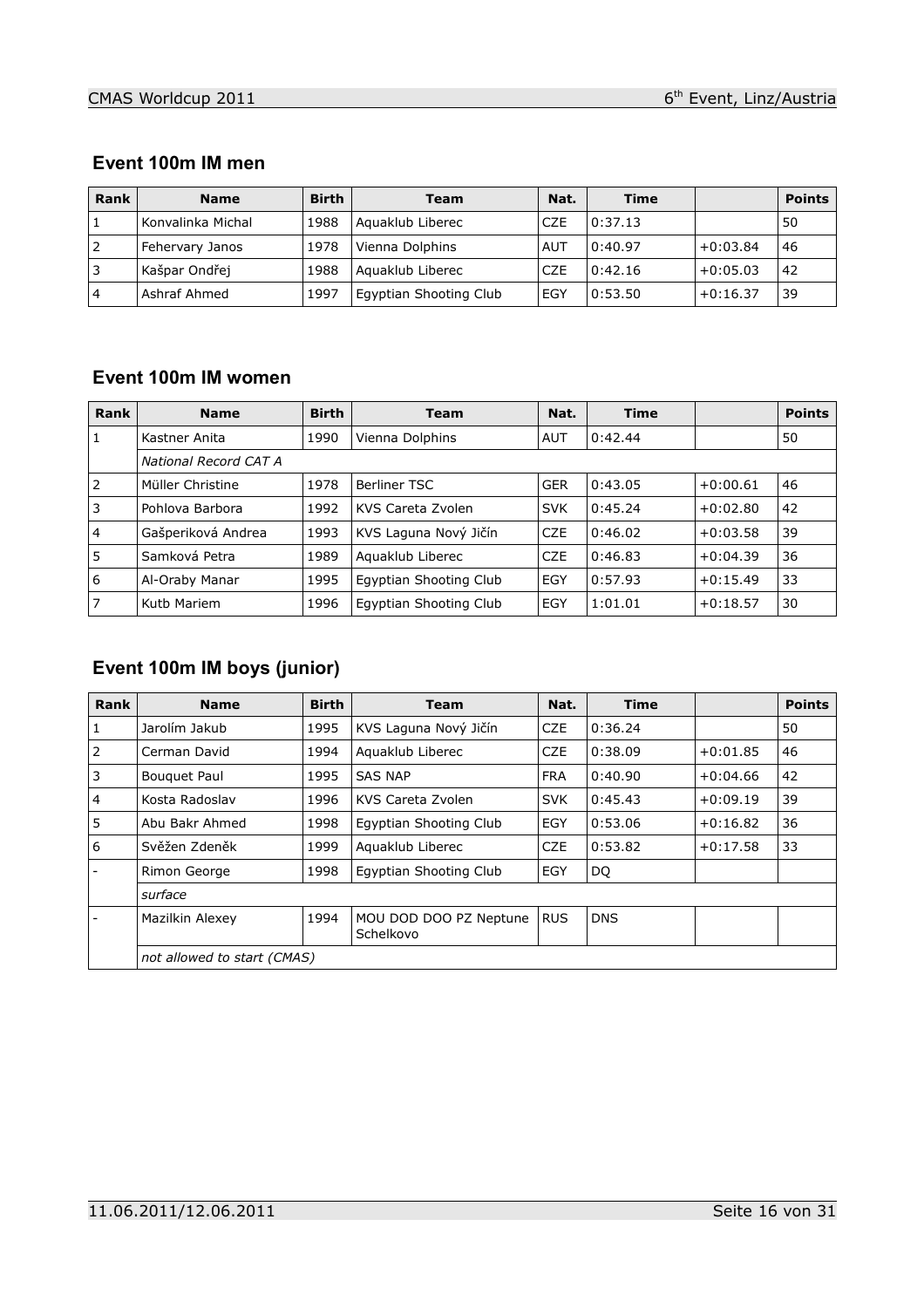## Event 100m IM men

| Rank | Name | Birth | Team | Nat. | Time | | Points |
|---|---|---|---|---|---|---|---|
| 1 | Konvalinka Michal | 1988 | Aquaklub Liberec | CZE | 0:37.13 | | 50 |
| 2 | Fehervary Janos | 1978 | Vienna Dolphins | AUT | 0:40.97 | +0:03.84 | 46 |
| 3 | Kašpar Ondřej | 1988 | Aquaklub Liberec | CZE | 0:42.16 | +0:05.03 | 42 |
| 4 | Ashraf Ahmed | 1997 | Egyptian Shooting Club | EGY | 0:53.50 | +0:16.37 | 39 |

## Event 100m IM women

| Rank | Name | Birth | Team | Nat. | Time | | Points |
|---|---|---|---|---|---|---|---|
| 1 | Kastner Anita | 1990 | Vienna Dolphins | AUT | 0:42.44 | | 50 |
| | *National Record CAT A* | | | | | | |
| 2 | Müller Christine | 1978 | Berliner TSC | GER | 0:43.05 | +0:00.61 | 46 |
| 3 | Pohlova Barbora | 1992 | KVS Careta Zvolen | SVK | 0:45.24 | +0:02.80 | 42 |
| 4 | Gašperiková Andrea | 1993 | KVS Laguna Nový Jičín | CZE | 0:46.02 | +0:03.58 | 39 |
| 5 | Samková Petra | 1989 | Aquaklub Liberec | CZE | 0:46.83 | +0:04.39 | 36 |
| 6 | Al-Oraby Manar | 1995 | Egyptian Shooting Club | EGY | 0:57.93 | +0:15.49 | 33 |
| 7 | Kutb Mariem | 1996 | Egyptian Shooting Club | EGY | 1:01.01 | +0:18.57 | 30 |

## Event 100m IM boys (junior)

| Rank | Name | Birth | Team | Nat. | Time | | Points |
|---|---|---|---|---|---|---|---|
| 1 | Jarolím Jakub | 1995 | KVS Laguna Nový Jičín | CZE | 0:36.24 | | 50 |
| 2 | Cerman David | 1994 | Aquaklub Liberec | CZE | 0:38.09 | +0:01.85 | 46 |
| 3 | Bouquet Paul | 1995 | SAS NAP | FRA | 0:40.90 | +0:04.66 | 42 |
| 4 | Kosta Radoslav | 1996 | KVS Careta Zvolen | SVK | 0:45.43 | +0:09.19 | 39 |
| 5 | Abu Bakr Ahmed | 1998 | Egyptian Shooting Club | EGY | 0:53.06 | +0:16.82 | 36 |
| 6 | Svěžen Zdeněk | 1999 | Aquaklub Liberec | CZE | 0:53.82 | +0:17.58 | 33 |
| - | Rimon George | 1998 | Egyptian Shooting Club | EGY | DQ | | |
| | *surface* | | | | | | |
| - | Mazilkin Alexey | 1994 | MOU DOD DOO PZ Neptune Schelkovo | RUS | DNS | | |
| | *not allowed to start (CMAS)* | | | | | | |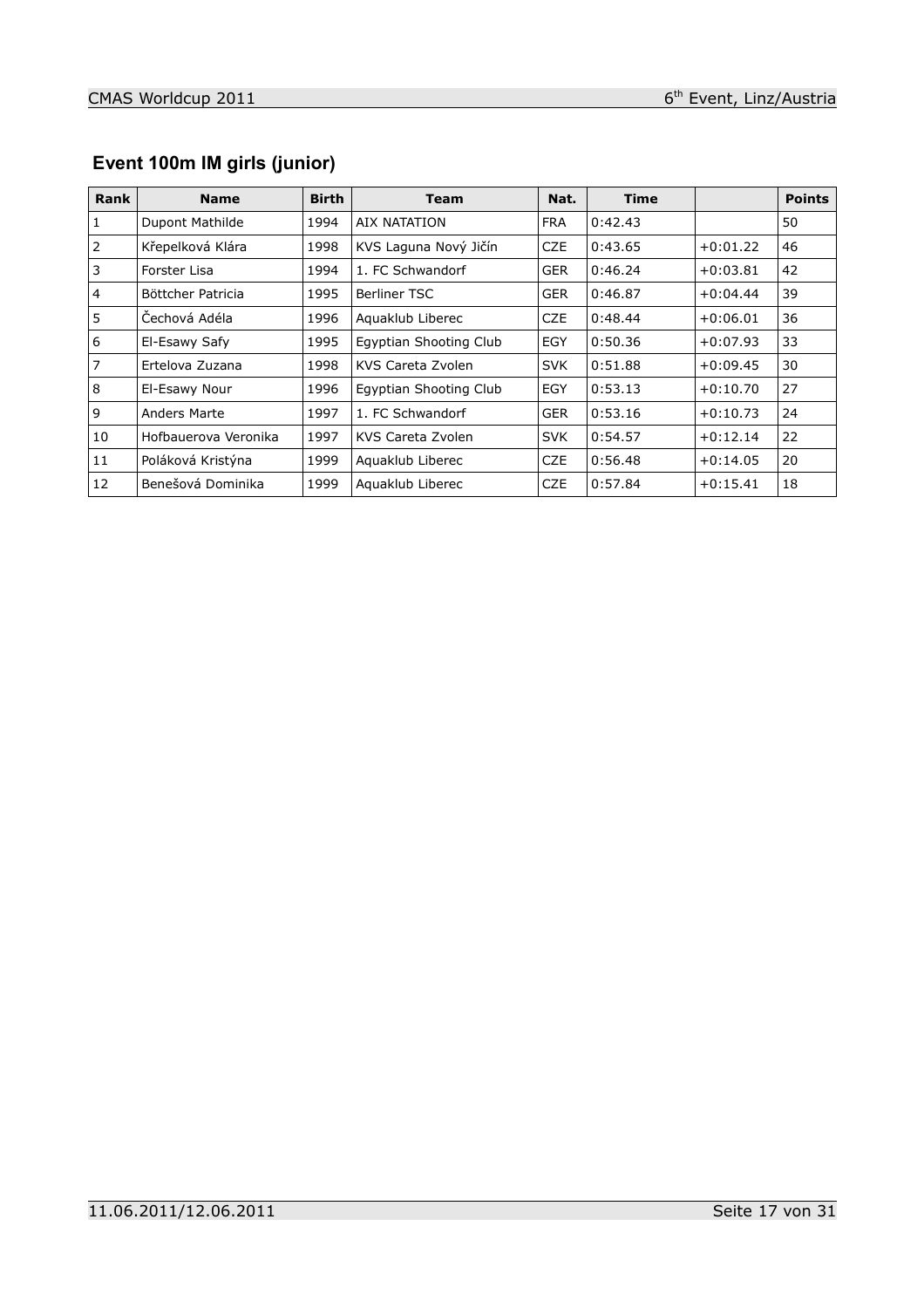## Event 100m IM girls (junior)

| Rank | Name | Birth | Team | Nat. | Time | | Points |
|---|---|---|---|---|---|---|---|
| 1 | Dupont Mathilde | 1994 | AIX NATATION | FRA | 0:42.43 | | 50 |
| 2 | Křepelková Klára | 1998 | KVS Laguna Nový Jičín | CZE | 0:43.65 | +0:01.22 | 46 |
| 3 | Forster Lisa | 1994 | 1. FC Schwandorf | GER | 0:46.24 | +0:03.81 | 42 |
| 4 | Böttcher Patricia | 1995 | Berliner TSC | GER | 0:46.87 | +0:04.44 | 39 |
| 5 | Čechová Adéla | 1996 | Aquaklub Liberec | CZE | 0:48.44 | +0:06.01 | 36 |
| 6 | El-Esawy Safy | 1995 | Egyptian Shooting Club | EGY | 0:50.36 | +0:07.93 | 33 |
| 7 | Ertelova Zuzana | 1998 | KVS Careta Zvolen | SVK | 0:51.88 | +0:09.45 | 30 |
| 8 | El-Esawy Nour | 1996 | Egyptian Shooting Club | EGY | 0:53.13 | +0:10.70 | 27 |
| 9 | Anders Marte | 1997 | 1. FC Schwandorf | GER | 0:53.16 | +0:10.73 | 24 |
| 10 | Hofbauerova Veronika | 1997 | KVS Careta Zvolen | SVK | 0:54.57 | +0:12.14 | 22 |
| 11 | Poláková Kristýna | 1999 | Aquaklub Liberec | CZE | 0:56.48 | +0:14.05 | 20 |
| 12 | Benešová Dominika | 1999 | Aquaklub Liberec | CZE | 0:57.84 | +0:15.41 | 18 |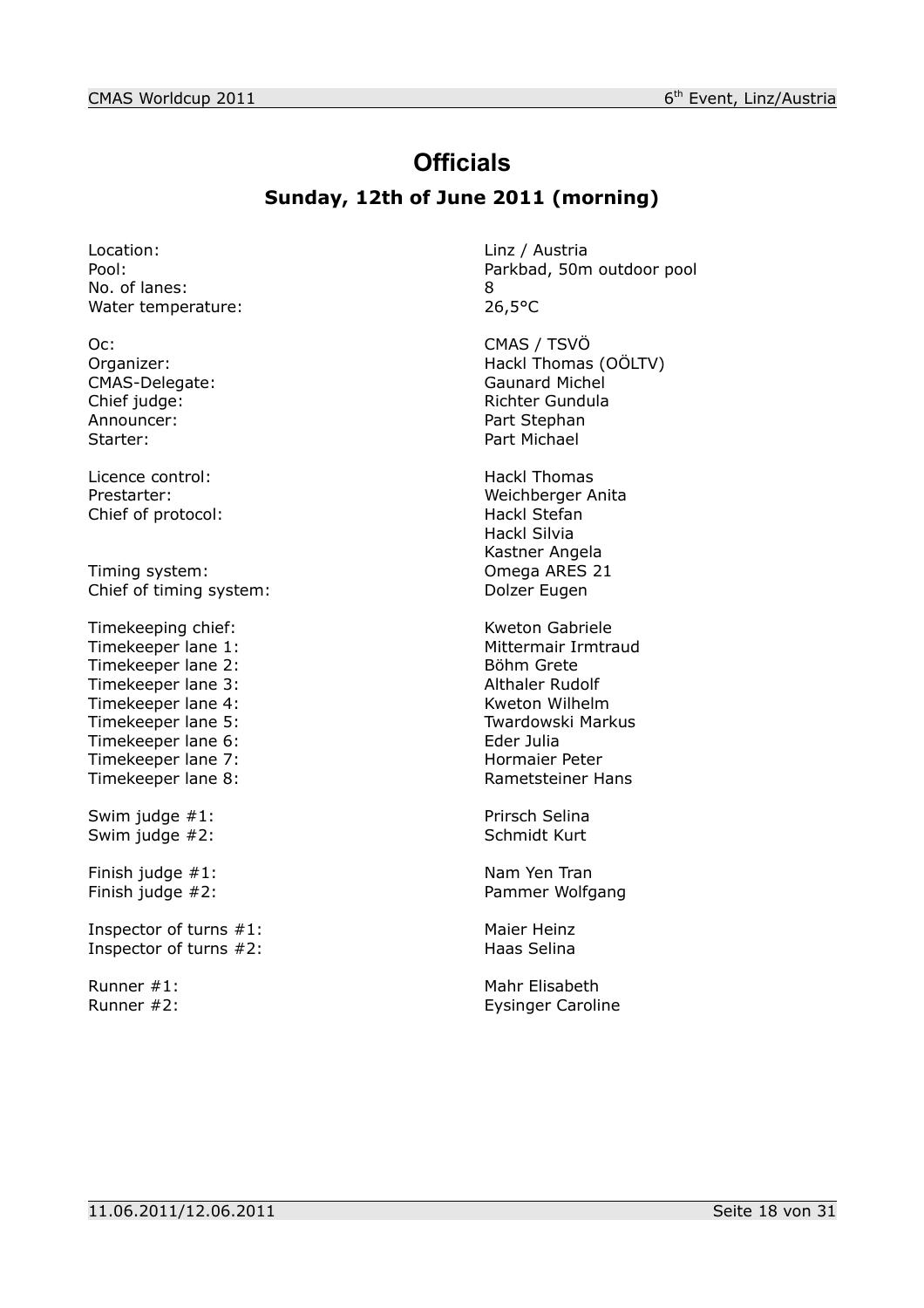# Officials

## Sunday, 12th of June 2011 (morning)

| | |
|---|---|
| Location: | Linz / Austria |
| Pool: | Parkbad, 50m outdoor pool |
| No. of lanes: | 8 |
| Water temperature: | 26,5°C |
| | |
| Oc: | CMAS / TSVÖ |
| Organizer: | Hackl Thomas (OÖLTV) |
| CMAS-Delegate: | Gaunard Michel |
| Chief judge: | Richter Gundula |
| Announcer: | Part Stephan |
| Starter: | Part Michael |
| | |
| Licence control: | Hackl Thomas |
| Prestarter: | Weichberger Anita |
| Chief of protocol: | Hackl Stefan |
| | Hackl Silvia |
| | Kastner Angela |
| Timing system: | Omega ARES 21 |
| Chief of timing system: | Dolzer Eugen |
| | |
| Timekeeping chief: | Kweton Gabriele |
| Timekeeper lane 1: | Mittermair Irmtraud |
| Timekeeper lane 2: | Böhm Grete |
| Timekeeper lane 3: | Althaler Rudolf |
| Timekeeper lane 4: | Kweton Wilhelm |
| Timekeeper lane 5: | Twardowski Markus |
| Timekeeper lane 6: | Eder Julia |
| Timekeeper lane 7: | Hormaier Peter |
| Timekeeper lane 8: | Rametsteiner Hans |
| | |
| Swim judge #1: | Prirsch Selina |
| Swim judge #2: | Schmidt Kurt |
| | |
| Finish judge #1: | Nam Yen Tran |
| Finish judge #2: | Pammer Wolfgang |
| | |
| Inspector of turns #1: | Maier Heinz |
| Inspector of turns #2: | Haas Selina |
| | |
| Runner #1: | Mahr Elisabeth |
| Runner #2: | Eysinger Caroline |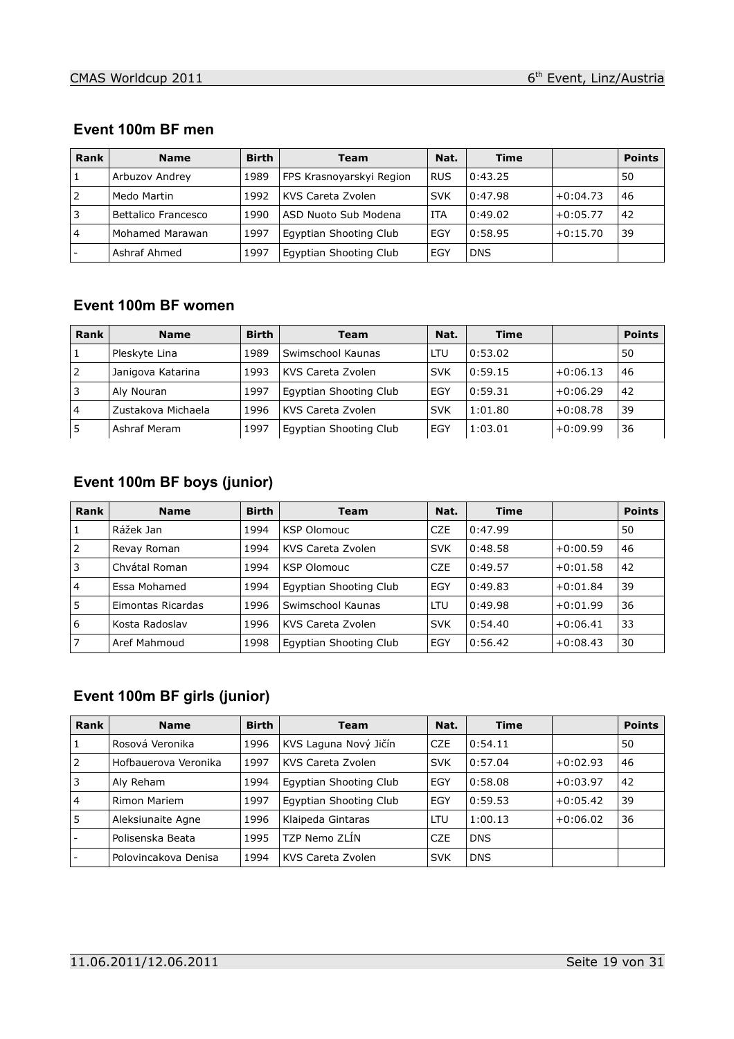## Event 100m BF men

| Rank | Name | Birth | Team | Nat. | Time | | Points |
|---|---|---|---|---|---|---|---|
| 1 | Arbuzov Andrey | 1989 | FPS Krasnoyarskyi Region | RUS | 0:43.25 | | 50 |
| 2 | Medo Martin | 1992 | KVS Careta Zvolen | SVK | 0:47.98 | +0:04.73 | 46 |
| 3 | Bettalico Francesco | 1990 | ASD Nuoto Sub Modena | ITA | 0:49.02 | +0:05.77 | 42 |
| 4 | Mohamed Marawan | 1997 | Egyptian Shooting Club | EGY | 0:58.95 | +0:15.70 | 39 |
| - | Ashraf Ahmed | 1997 | Egyptian Shooting Club | EGY | DNS | | |

## Event 100m BF women

| Rank | Name | Birth | Team | Nat. | Time | | Points |
|---|---|---|---|---|---|---|---|
| 1 | Pleskyte Lina | 1989 | Swimschool Kaunas | LTU | 0:53.02 | | 50 |
| 2 | Janigova Katarina | 1993 | KVS Careta Zvolen | SVK | 0:59.15 | +0:06.13 | 46 |
| 3 | Aly Nouran | 1997 | Egyptian Shooting Club | EGY | 0:59.31 | +0:06.29 | 42 |
| 4 | Zustakova Michaela | 1996 | KVS Careta Zvolen | SVK | 1:01.80 | +0:08.78 | 39 |
| 5 | Ashraf Meram | 1997 | Egyptian Shooting Club | EGY | 1:03.01 | +0:09.99 | 36 |

## Event 100m BF boys (junior)

| Rank | Name | Birth | Team | Nat. | Time | | Points |
|---|---|---|---|---|---|---|---|
| 1 | Rážek Jan | 1994 | KSP Olomouc | CZE | 0:47.99 | | 50 |
| 2 | Revay Roman | 1994 | KVS Careta Zvolen | SVK | 0:48.58 | +0:00.59 | 46 |
| 3 | Chvátal Roman | 1994 | KSP Olomouc | CZE | 0:49.57 | +0:01.58 | 42 |
| 4 | Essa Mohamed | 1994 | Egyptian Shooting Club | EGY | 0:49.83 | +0:01.84 | 39 |
| 5 | Eimontas Ricardas | 1996 | Swimschool Kaunas | LTU | 0:49.98 | +0:01.99 | 36 |
| 6 | Kosta Radoslav | 1996 | KVS Careta Zvolen | SVK | 0:54.40 | +0:06.41 | 33 |
| 7 | Aref Mahmoud | 1998 | Egyptian Shooting Club | EGY | 0:56.42 | +0:08.43 | 30 |

## Event 100m BF girls (junior)

| Rank | Name | Birth | Team | Nat. | Time | | Points |
|---|---|---|---|---|---|---|---|
| 1 | Rosová Veronika | 1996 | KVS Laguna Nový Jičín | CZE | 0:54.11 | | 50 |
| 2 | Hofbauerova Veronika | 1997 | KVS Careta Zvolen | SVK | 0:57.04 | +0:02.93 | 46 |
| 3 | Aly Reham | 1994 | Egyptian Shooting Club | EGY | 0:58.08 | +0:03.97 | 42 |
| 4 | Rimon Mariem | 1997 | Egyptian Shooting Club | EGY | 0:59.53 | +0:05.42 | 39 |
| 5 | Aleksiunaite Agne | 1996 | Klaipeda Gintaras | LTU | 1:00.13 | +0:06.02 | 36 |
| - | Polisenska Beata | 1995 | TZP Nemo ZLÍN | CZE | DNS | | |
| - | Polovincakova Denisa | 1994 | KVS Careta Zvolen | SVK | DNS | | |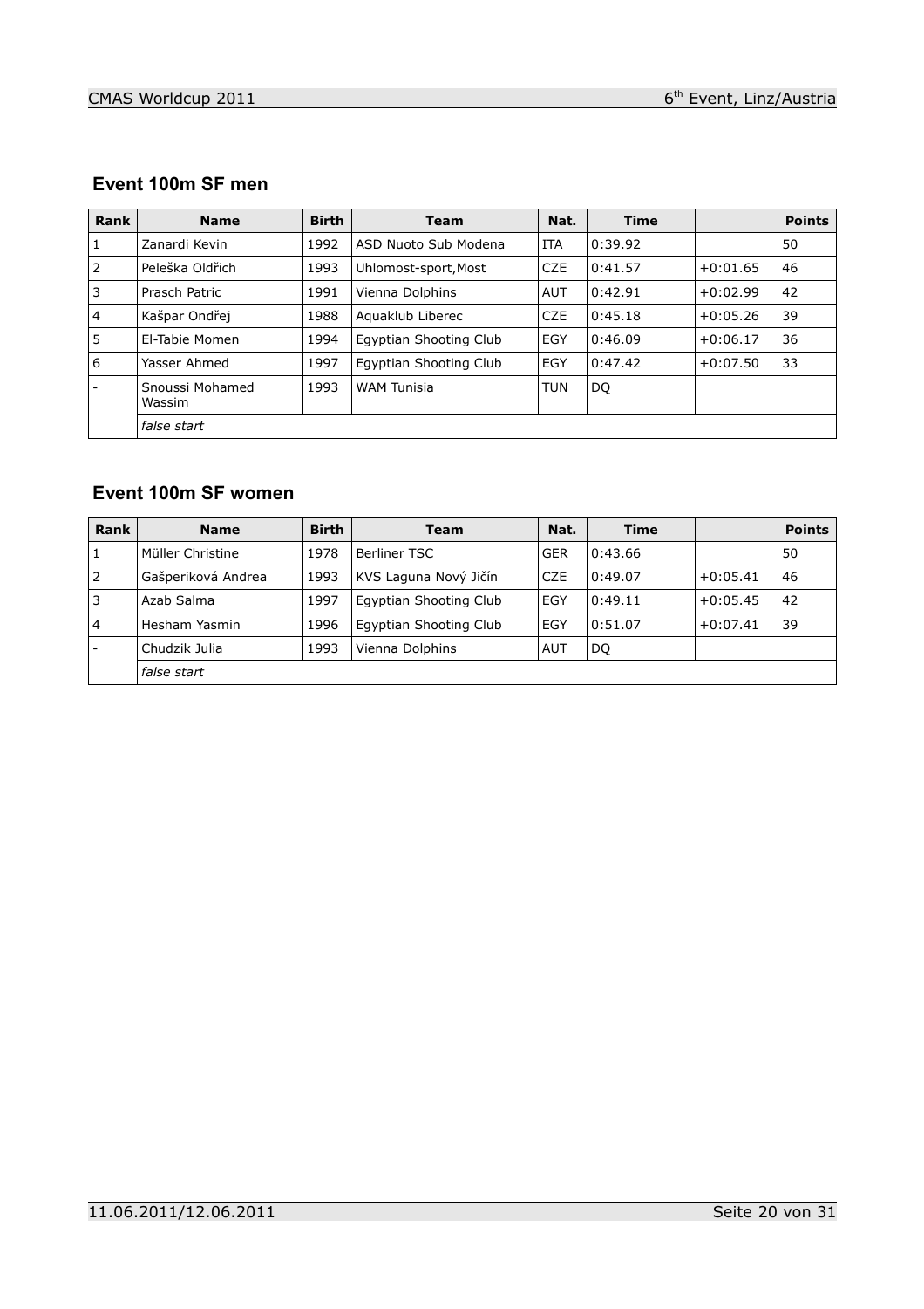## Event 100m SF men

| Rank | Name | Birth | Team | Nat. | Time | | Points |
|---|---|---|---|---|---|---|---|
| 1 | Zanardi Kevin | 1992 | ASD Nuoto Sub Modena | ITA | 0:39.92 | | 50 |
| 2 | Peleška Oldřich | 1993 | Uhlomost-sport,Most | CZE | 0:41.57 | +0:01.65 | 46 |
| 3 | Prasch Patric | 1991 | Vienna Dolphins | AUT | 0:42.91 | +0:02.99 | 42 |
| 4 | Kašpar Ondřej | 1988 | Aquaklub Liberec | CZE | 0:45.18 | +0:05.26 | 39 |
| 5 | El-Tabie Momen | 1994 | Egyptian Shooting Club | EGY | 0:46.09 | +0:06.17 | 36 |
| 6 | Yasser Ahmed | 1997 | Egyptian Shooting Club | EGY | 0:47.42 | +0:07.50 | 33 |
| - | Snoussi Mohamed Wassim | 1993 | WAM Tunisia | TUN | DQ | | |
| | *false start* | | | | | | |

## Event 100m SF women

| Rank | Name | Birth | Team | Nat. | Time | | Points |
|---|---|---|---|---|---|---|---|
| 1 | Müller Christine | 1978 | Berliner TSC | GER | 0:43.66 | | 50 |
| 2 | Gašperiková Andrea | 1993 | KVS Laguna Nový Jičín | CZE | 0:49.07 | +0:05.41 | 46 |
| 3 | Azab Salma | 1997 | Egyptian Shooting Club | EGY | 0:49.11 | +0:05.45 | 42 |
| 4 | Hesham Yasmin | 1996 | Egyptian Shooting Club | EGY | 0:51.07 | +0:07.41 | 39 |
| - | Chudzik Julia | 1993 | Vienna Dolphins | AUT | DQ | | |
| | *false start* | | | | | | |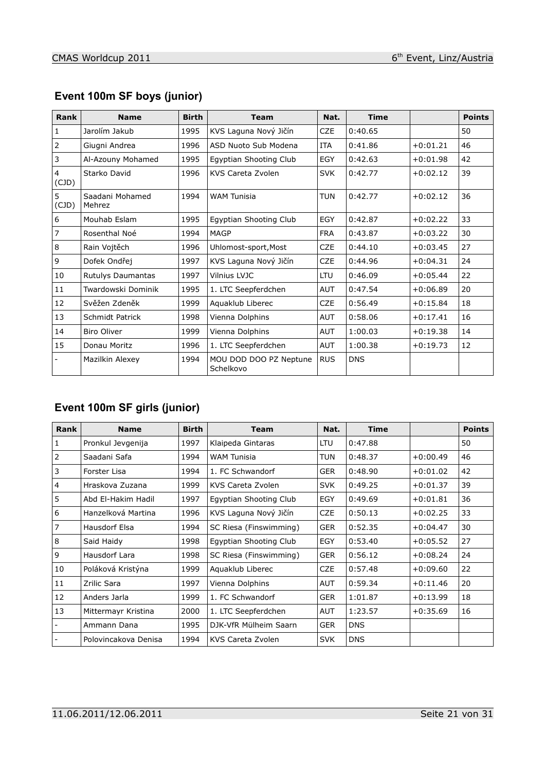## Event 100m SF boys (junior)

| Rank | Name | Birth | Team | Nat. | Time | | Points |
|---|---|---|---|---|---|---|---|
| 1 | Jarolím Jakub | 1995 | KVS Laguna Nový Jičín | CZE | 0:40.65 | | 50 |
| 2 | Giugni Andrea | 1996 | ASD Nuoto Sub Modena | ITA | 0:41.86 | +0:01.21 | 46 |
| 3 | Al-Azouny Mohamed | 1995 | Egyptian Shooting Club | EGY | 0:42.63 | +0:01.98 | 42 |
| 4 (CJD) | Starko David | 1996 | KVS Careta Zvolen | SVK | 0:42.77 | +0:02.12 | 39 |
| 5 (CJD) | Saadani Mohamed Mehrez | 1994 | WAM Tunisia | TUN | 0:42.77 | +0:02.12 | 36 |
| 6 | Mouhab Eslam | 1995 | Egyptian Shooting Club | EGY | 0:42.87 | +0:02.22 | 33 |
| 7 | Rosenthal Noé | 1994 | MAGP | FRA | 0:43.87 | +0:03.22 | 30 |
| 8 | Rain Vojtěch | 1996 | Uhlomost-sport,Most | CZE | 0:44.10 | +0:03.45 | 27 |
| 9 | Dofek Ondřej | 1997 | KVS Laguna Nový Jičín | CZE | 0:44.96 | +0:04.31 | 24 |
| 10 | Rutulys Daumantas | 1997 | Vilnius LVJC | LTU | 0:46.09 | +0:05.44 | 22 |
| 11 | Twardowski Dominik | 1995 | 1. LTC Seepferdchen | AUT | 0:47.54 | +0:06.89 | 20 |
| 12 | Svěžen Zdeněk | 1999 | Aquaklub Liberec | CZE | 0:56.49 | +0:15.84 | 18 |
| 13 | Schmidt Patrick | 1998 | Vienna Dolphins | AUT | 0:58.06 | +0:17.41 | 16 |
| 14 | Biro Oliver | 1999 | Vienna Dolphins | AUT | 1:00.03 | +0:19.38 | 14 |
| 15 | Donau Moritz | 1996 | 1. LTC Seepferdchen | AUT | 1:00.38 | +0:19.73 | 12 |
| - | Mazilkin Alexey | 1994 | MOU DOD DOO PZ Neptune Schelkovo | RUS | DNS | | |

## Event 100m SF girls (junior)

| Rank | Name | Birth | Team | Nat. | Time | | Points |
|---|---|---|---|---|---|---|---|
| 1 | Pronkul Jevgenija | 1997 | Klaipeda Gintaras | LTU | 0:47.88 | | 50 |
| 2 | Saadani Safa | 1994 | WAM Tunisia | TUN | 0:48.37 | +0:00.49 | 46 |
| 3 | Forster Lisa | 1994 | 1. FC Schwandorf | GER | 0:48.90 | +0:01.02 | 42 |
| 4 | Hraskova Zuzana | 1999 | KVS Careta Zvolen | SVK | 0:49.25 | +0:01.37 | 39 |
| 5 | Abd El-Hakim Hadil | 1997 | Egyptian Shooting Club | EGY | 0:49.69 | +0:01.81 | 36 |
| 6 | Hanzelková Martina | 1996 | KVS Laguna Nový Jičín | CZE | 0:50.13 | +0:02.25 | 33 |
| 7 | Hausdorf Elsa | 1994 | SC Riesa (Finswimming) | GER | 0:52.35 | +0:04.47 | 30 |
| 8 | Said Haidy | 1998 | Egyptian Shooting Club | EGY | 0:53.40 | +0:05.52 | 27 |
| 9 | Hausdorf Lara | 1998 | SC Riesa (Finswimming) | GER | 0:56.12 | +0:08.24 | 24 |
| 10 | Poláková Kristýna | 1999 | Aquaklub Liberec | CZE | 0:57.48 | +0:09.60 | 22 |
| 11 | Zrilic Sara | 1997 | Vienna Dolphins | AUT | 0:59.34 | +0:11.46 | 20 |
| 12 | Anders Jarla | 1999 | 1. FC Schwandorf | GER | 1:01.87 | +0:13.99 | 18 |
| 13 | Mittermayr Kristina | 2000 | 1. LTC Seepferdchen | AUT | 1:23.57 | +0:35.69 | 16 |
| - | Ammann Dana | 1995 | DJK-VfR Mülheim Saarn | GER | DNS | | |
| - | Polovincakova Denisa | 1994 | KVS Careta Zvolen | SVK | DNS | | |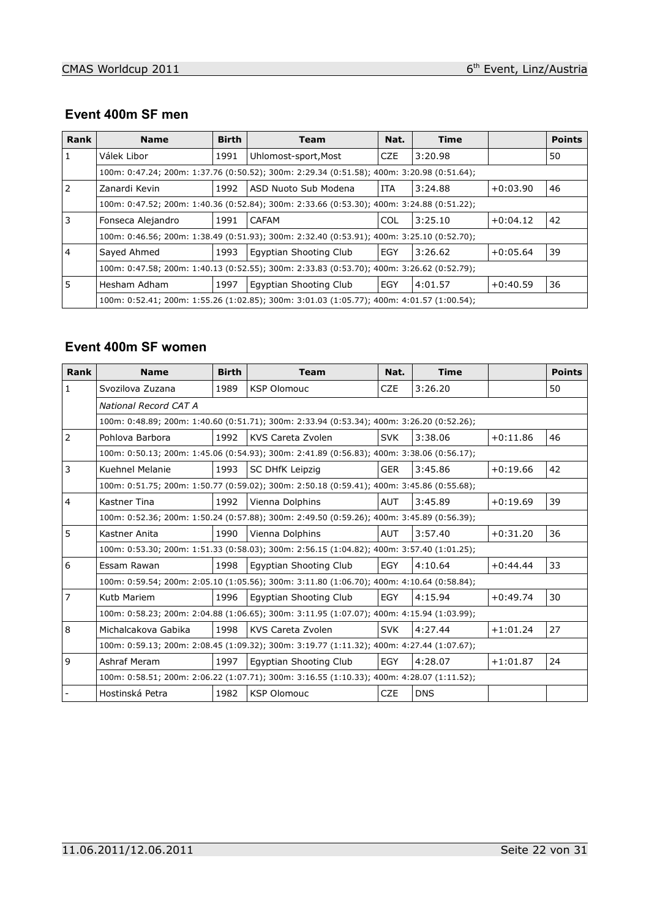## Event 400m SF men

| Rank | Name | Birth | Team | Nat. | Time | | Points |
|---|---|---|---|---|---|---|---|
| 1 | Válek Libor | 1991 | Uhlomost-sport,Most | CZE | 3:20.98 | | 50 |
| | 100m: 0:47.24; 200m: 1:37.76 (0:50.52); 300m: 2:29.34 (0:51.58); 400m: 3:20.98 (0:51.64); | | | | | | |
| 2 | Zanardi Kevin | 1992 | ASD Nuoto Sub Modena | ITA | 3:24.88 | +0:03.90 | 46 |
| | 100m: 0:47.52; 200m: 1:40.36 (0:52.84); 300m: 2:33.66 (0:53.30); 400m: 3:24.88 (0:51.22); | | | | | | |
| 3 | Fonseca Alejandro | 1991 | CAFAM | COL | 3:25.10 | +0:04.12 | 42 |
| | 100m: 0:46.56; 200m: 1:38.49 (0:51.93); 300m: 2:32.40 (0:53.91); 400m: 3:25.10 (0:52.70); | | | | | | |
| 4 | Sayed Ahmed | 1993 | Egyptian Shooting Club | EGY | 3:26.62 | +0:05.64 | 39 |
| | 100m: 0:47.58; 200m: 1:40.13 (0:52.55); 300m: 2:33.83 (0:53.70); 400m: 3:26.62 (0:52.79); | | | | | | |
| 5 | Hesham Adham | 1997 | Egyptian Shooting Club | EGY | 4:01.57 | +0:40.59 | 36 |
| | 100m: 0:52.41; 200m: 1:55.26 (1:02.85); 300m: 3:01.03 (1:05.77); 400m: 4:01.57 (1:00.54); | | | | | | |

## Event 400m SF women

| Rank | Name | Birth | Team | Nat. | Time | | Points |
|---|---|---|---|---|---|---|---|
| 1 | Svozilova Zuzana | 1989 | KSP Olomouc | CZE | 3:26.20 | | 50 |
| | *National Record CAT A* | | | | | | |
| | 100m: 0:48.89; 200m: 1:40.60 (0:51.71); 300m: 2:33.94 (0:53.34); 400m: 3:26.20 (0:52.26); | | | | | | |
| 2 | Pohlova Barbora | 1992 | KVS Careta Zvolen | SVK | 3:38.06 | +0:11.86 | 46 |
| | 100m: 0:50.13; 200m: 1:45.06 (0:54.93); 300m: 2:41.89 (0:56.83); 400m: 3:38.06 (0:56.17); | | | | | | |
| 3 | Kuehnel Melanie | 1993 | SC DHfK Leipzig | GER | 3:45.86 | +0:19.66 | 42 |
| | 100m: 0:51.75; 200m: 1:50.77 (0:59.02); 300m: 2:50.18 (0:59.41); 400m: 3:45.86 (0:55.68); | | | | | | |
| 4 | Kastner Tina | 1992 | Vienna Dolphins | AUT | 3:45.89 | +0:19.69 | 39 |
| | 100m: 0:52.36; 200m: 1:50.24 (0:57.88); 300m: 2:49.50 (0:59.26); 400m: 3:45.89 (0:56.39); | | | | | | |
| 5 | Kastner Anita | 1990 | Vienna Dolphins | AUT | 3:57.40 | +0:31.20 | 36 |
| | 100m: 0:53.30; 200m: 1:51.33 (0:58.03); 300m: 2:56.15 (1:04.82); 400m: 3:57.40 (1:01.25); | | | | | | |
| 6 | Essam Rawan | 1998 | Egyptian Shooting Club | EGY | 4:10.64 | +0:44.44 | 33 |
| | 100m: 0:59.54; 200m: 2:05.10 (1:05.56); 300m: 3:11.80 (1:06.70); 400m: 4:10.64 (0:58.84); | | | | | | |
| 7 | Kutb Mariem | 1996 | Egyptian Shooting Club | EGY | 4:15.94 | +0:49.74 | 30 |
| | 100m: 0:58.23; 200m: 2:04.88 (1:06.65); 300m: 3:11.95 (1:07.07); 400m: 4:15.94 (1:03.99); | | | | | | |
| 8 | Michalcakova Gabika | 1998 | KVS Careta Zvolen | SVK | 4:27.44 | +1:01.24 | 27 |
| | 100m: 0:59.13; 200m: 2:08.45 (1:09.32); 300m: 3:19.77 (1:11.32); 400m: 4:27.44 (1:07.67); | | | | | | |
| 9 | Ashraf Meram | 1997 | Egyptian Shooting Club | EGY | 4:28.07 | +1:01.87 | 24 |
| | 100m: 0:58.51; 200m: 2:06.22 (1:07.71); 300m: 3:16.55 (1:10.33); 400m: 4:28.07 (1:11.52); | | | | | | |
| - | Hostinská Petra | 1982 | KSP Olomouc | CZE | DNS | | |

11.06.2011/12.06.2011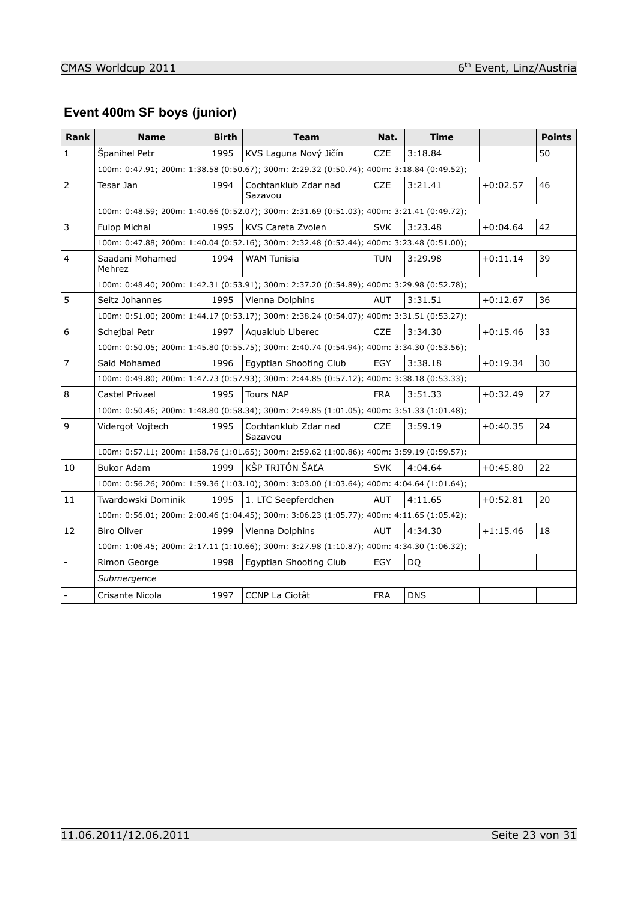## Event 400m SF boys (junior)

| Rank | Name | Birth | Team | Nat. | Time | | Points |
|---|---|---|---|---|---|---|---|
| 1 | Španihel Petr | 1995 | KVS Laguna Nový Jičín | CZE | 3:18.84 | | 50 |
| | 100m: 0:47.91; 200m: 1:38.58 (0:50.67); 300m: 2:29.32 (0:50.74); 400m: 3:18.84 (0:49.52); | | | | | | |
| 2 | Tesar Jan | 1994 | Cochtanklub Zdar nad Sazavou | CZE | 3:21.41 | +0:02.57 | 46 |
| | 100m: 0:48.59; 200m: 1:40.66 (0:52.07); 300m: 2:31.69 (0:51.03); 400m: 3:21.41 (0:49.72); | | | | | | |
| 3 | Fulop Michal | 1995 | KVS Careta Zvolen | SVK | 3:23.48 | +0:04.64 | 42 |
| | 100m: 0:47.88; 200m: 1:40.04 (0:52.16); 300m: 2:32.48 (0:52.44); 400m: 3:23.48 (0:51.00); | | | | | | |
| 4 | Saadani Mohamed Mehrez | 1994 | WAM Tunisia | TUN | 3:29.98 | +0:11.14 | 39 |
| | 100m: 0:48.40; 200m: 1:42.31 (0:53.91); 300m: 2:37.20 (0:54.89); 400m: 3:29.98 (0:52.78); | | | | | | |
| 5 | Seitz Johannes | 1995 | Vienna Dolphins | AUT | 3:31.51 | +0:12.67 | 36 |
| | 100m: 0:51.00; 200m: 1:44.17 (0:53.17); 300m: 2:38.24 (0:54.07); 400m: 3:31.51 (0:53.27); | | | | | | |
| 6 | Schejbal Petr | 1997 | Aquaklub Liberec | CZE | 3:34.30 | +0:15.46 | 33 |
| | 100m: 0:50.05; 200m: 1:45.80 (0:55.75); 300m: 2:40.74 (0:54.94); 400m: 3:34.30 (0:53.56); | | | | | | |
| 7 | Said Mohamed | 1996 | Egyptian Shooting Club | EGY | 3:38.18 | +0:19.34 | 30 |
| | 100m: 0:49.80; 200m: 1:47.73 (0:57.93); 300m: 2:44.85 (0:57.12); 400m: 3:38.18 (0:53.33); | | | | | | |
| 8 | Castel Privael | 1995 | Tours NAP | FRA | 3:51.33 | +0:32.49 | 27 |
| | 100m: 0:50.46; 200m: 1:48.80 (0:58.34); 300m: 2:49.85 (1:01.05); 400m: 3:51.33 (1:01.48); | | | | | | |
| 9 | Vidergot Vojtech | 1995 | Cochtanklub Zdar nad Sazavou | CZE | 3:59.19 | +0:40.35 | 24 |
| | 100m: 0:57.11; 200m: 1:58.76 (1:01.65); 300m: 2:59.62 (1:00.86); 400m: 3:59.19 (0:59.57); | | | | | | |
| 10 | Bukor Adam | 1999 | KŠP TRITÓN ŠAĽA | SVK | 4:04.64 | +0:45.80 | 22 |
| | 100m: 0:56.26; 200m: 1:59.36 (1:03.10); 300m: 3:03.00 (1:03.64); 400m: 4:04.64 (1:01.64); | | | | | | |
| 11 | Twardowski Dominik | 1995 | 1. LTC Seepferdchen | AUT | 4:11.65 | +0:52.81 | 20 |
| | 100m: 0:56.01; 200m: 2:00.46 (1:04.45); 300m: 3:06.23 (1:05.77); 400m: 4:11.65 (1:05.42); | | | | | | |
| 12 | Biro Oliver | 1999 | Vienna Dolphins | AUT | 4:34.30 | +1:15.46 | 18 |
| | 100m: 1:06.45; 200m: 2:17.11 (1:10.66); 300m: 3:27.98 (1:10.87); 400m: 4:34.30 (1:06.32); | | | | | | |
| - | Rimon George | 1998 | Egyptian Shooting Club | EGY | DQ | | |
| | *Submergence* | | | | | | |
| - | Crisante Nicola | 1997 | CCNP La Ciotât | FRA | DNS | | |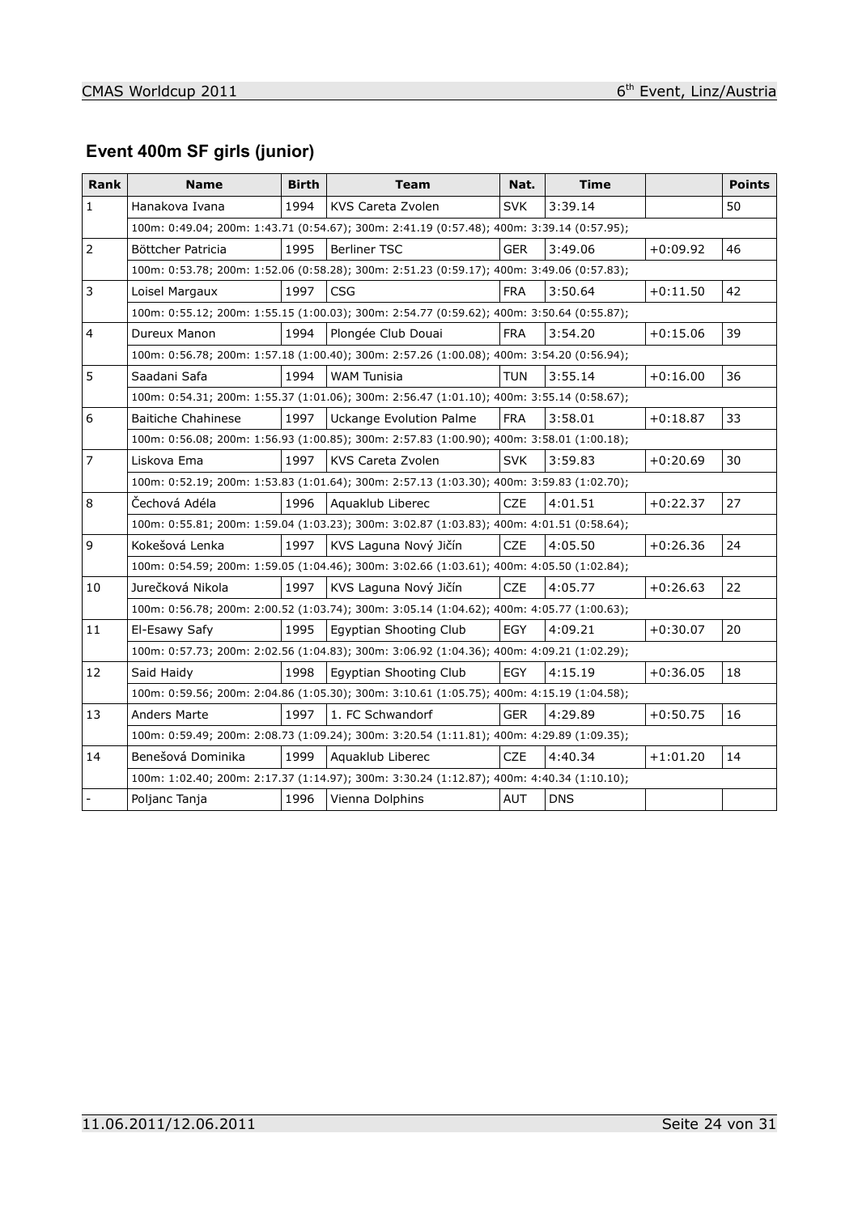## Event 400m SF girls (junior)

| Rank | Name | Birth | Team | Nat. | Time | | Points |
|---|---|---|---|---|---|---|---|
| 1 | Hanakova Ivana | 1994 | KVS Careta Zvolen | SVK | 3:39.14 | | 50 |
| | 100m: 0:49.04; 200m: 1:43.71 (0:54.67); 300m: 2:41.19 (0:57.48); 400m: 3:39.14 (0:57.95); | | | | | | |
| 2 | Böttcher Patricia | 1995 | Berliner TSC | GER | 3:49.06 | +0:09.92 | 46 |
| | 100m: 0:53.78; 200m: 1:52.06 (0:58.28); 300m: 2:51.23 (0:59.17); 400m: 3:49.06 (0:57.83); | | | | | | |
| 3 | Loisel Margaux | 1997 | CSG | FRA | 3:50.64 | +0:11.50 | 42 |
| | 100m: 0:55.12; 200m: 1:55.15 (1:00.03); 300m: 2:54.77 (0:59.62); 400m: 3:50.64 (0:55.87); | | | | | | |
| 4 | Dureux Manon | 1994 | Plongée Club Douai | FRA | 3:54.20 | +0:15.06 | 39 |
| | 100m: 0:56.78; 200m: 1:57.18 (1:00.40); 300m: 2:57.26 (1:00.08); 400m: 3:54.20 (0:56.94); | | | | | | |
| 5 | Saadani Safa | 1994 | WAM Tunisia | TUN | 3:55.14 | +0:16.00 | 36 |
| | 100m: 0:54.31; 200m: 1:55.37 (1:01.06); 300m: 2:56.47 (1:01.10); 400m: 3:55.14 (0:58.67); | | | | | | |
| 6 | Baitiche Chahinese | 1997 | Uckange Evolution Palme | FRA | 3:58.01 | +0:18.87 | 33 |
| | 100m: 0:56.08; 200m: 1:56.93 (1:00.85); 300m: 2:57.83 (1:00.90); 400m: 3:58.01 (1:00.18); | | | | | | |
| 7 | Liskova Ema | 1997 | KVS Careta Zvolen | SVK | 3:59.83 | +0:20.69 | 30 |
| | 100m: 0:52.19; 200m: 1:53.83 (1:01.64); 300m: 2:57.13 (1:03.30); 400m: 3:59.83 (1:02.70); | | | | | | |
| 8 | Čechová Adéla | 1996 | Aquaklub Liberec | CZE | 4:01.51 | +0:22.37 | 27 |
| | 100m: 0:55.81; 200m: 1:59.04 (1:03.23); 300m: 3:02.87 (1:03.83); 400m: 4:01.51 (0:58.64); | | | | | | |
| 9 | Kokešová Lenka | 1997 | KVS Laguna Nový Jičín | CZE | 4:05.50 | +0:26.36 | 24 |
| | 100m: 0:54.59; 200m: 1:59.05 (1:04.46); 300m: 3:02.66 (1:03.61); 400m: 4:05.50 (1:02.84); | | | | | | |
| 10 | Jurečková Nikola | 1997 | KVS Laguna Nový Jičín | CZE | 4:05.77 | +0:26.63 | 22 |
| | 100m: 0:56.78; 200m: 2:00.52 (1:03.74); 300m: 3:05.14 (1:04.62); 400m: 4:05.77 (1:00.63); | | | | | | |
| 11 | El-Esawy Safy | 1995 | Egyptian Shooting Club | EGY | 4:09.21 | +0:30.07 | 20 |
| | 100m: 0:57.73; 200m: 2:02.56 (1:04.83); 300m: 3:06.92 (1:04.36); 400m: 4:09.21 (1:02.29); | | | | | | |
| 12 | Said Haidy | 1998 | Egyptian Shooting Club | EGY | 4:15.19 | +0:36.05 | 18 |
| | 100m: 0:59.56; 200m: 2:04.86 (1:05.30); 300m: 3:10.61 (1:05.75); 400m: 4:15.19 (1:04.58); | | | | | | |
| 13 | Anders Marte | 1997 | 1. FC Schwandorf | GER | 4:29.89 | +0:50.75 | 16 |
| | 100m: 0:59.49; 200m: 2:08.73 (1:09.24); 300m: 3:20.54 (1:11.81); 400m: 4:29.89 (1:09.35); | | | | | | |
| 14 | Benešová Dominika | 1999 | Aquaklub Liberec | CZE | 4:40.34 | +1:01.20 | 14 |
| | 100m: 1:02.40; 200m: 2:17.37 (1:14.97); 300m: 3:30.24 (1:12.87); 400m: 4:40.34 (1:10.10); | | | | | | |
| - | Poljanc Tanja | 1996 | Vienna Dolphins | AUT | DNS | | |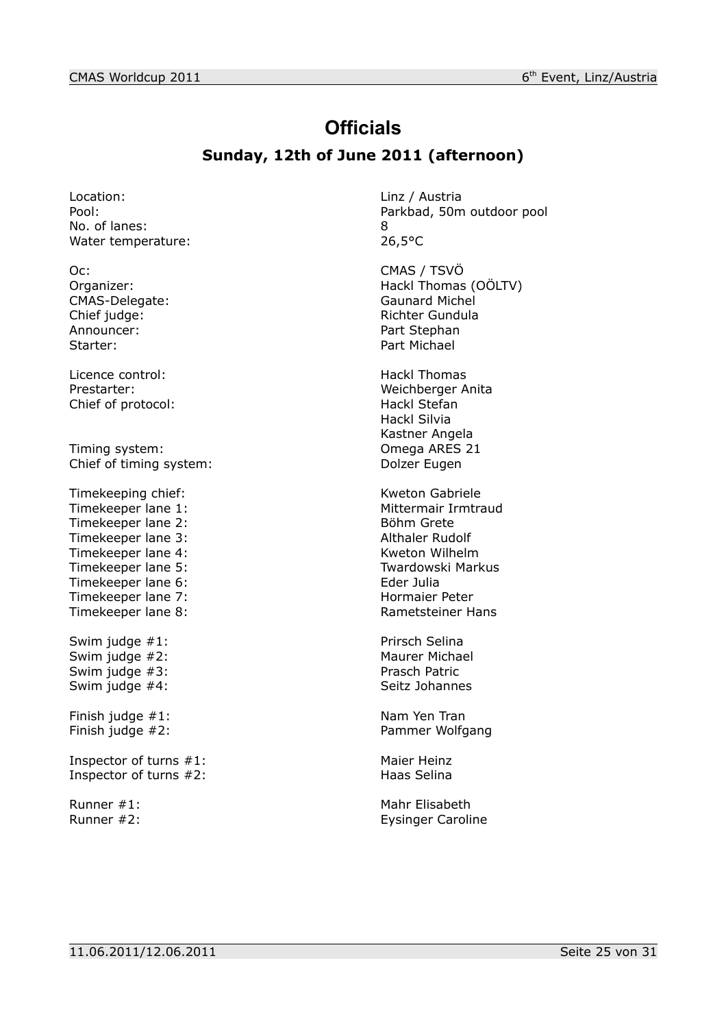# Officials

## Sunday, 12th of June 2011 (afternoon)

| | |
|---|---|
| Location: | Linz / Austria |
| Pool: | Parkbad, 50m outdoor pool |
| No. of lanes: | 8 |
| Water temperature: | 26,5°C |
| | |
| Oc: | CMAS / TSVÖ |
| Organizer: | Hackl Thomas (OÖLTV) |
| CMAS-Delegate: | Gaunard Michel |
| Chief judge: | Richter Gundula |
| Announcer: | Part Stephan |
| Starter: | Part Michael |
| | |
| Licence control: | Hackl Thomas |
| Prestarter: | Weichberger Anita |
| Chief of protocol: | Hackl Stefan |
| | Hackl Silvia |
| | Kastner Angela |
| Timing system: | Omega ARES 21 |
| Chief of timing system: | Dolzer Eugen |
| | |
| Timekeeping chief: | Kweton Gabriele |
| Timekeeper lane 1: | Mittermair Irmtraud |
| Timekeeper lane 2: | Böhm Grete |
| Timekeeper lane 3: | Althaler Rudolf |
| Timekeeper lane 4: | Kweton Wilhelm |
| Timekeeper lane 5: | Twardowski Markus |
| Timekeeper lane 6: | Eder Julia |
| Timekeeper lane 7: | Hormaier Peter |
| Timekeeper lane 8: | Rametsteiner Hans |
| | |
| Swim judge #1: | Prirsch Selina |
| Swim judge #2: | Maurer Michael |
| Swim judge #3: | Prasch Patric |
| Swim judge #4: | Seitz Johannes |
| | |
| Finish judge #1: | Nam Yen Tran |
| Finish judge #2: | Pammer Wolfgang |
| | |
| Inspector of turns #1: | Maier Heinz |
| Inspector of turns #2: | Haas Selina |
| | |
| Runner #1: | Mahr Elisabeth |
| Runner #2: | Eysinger Caroline |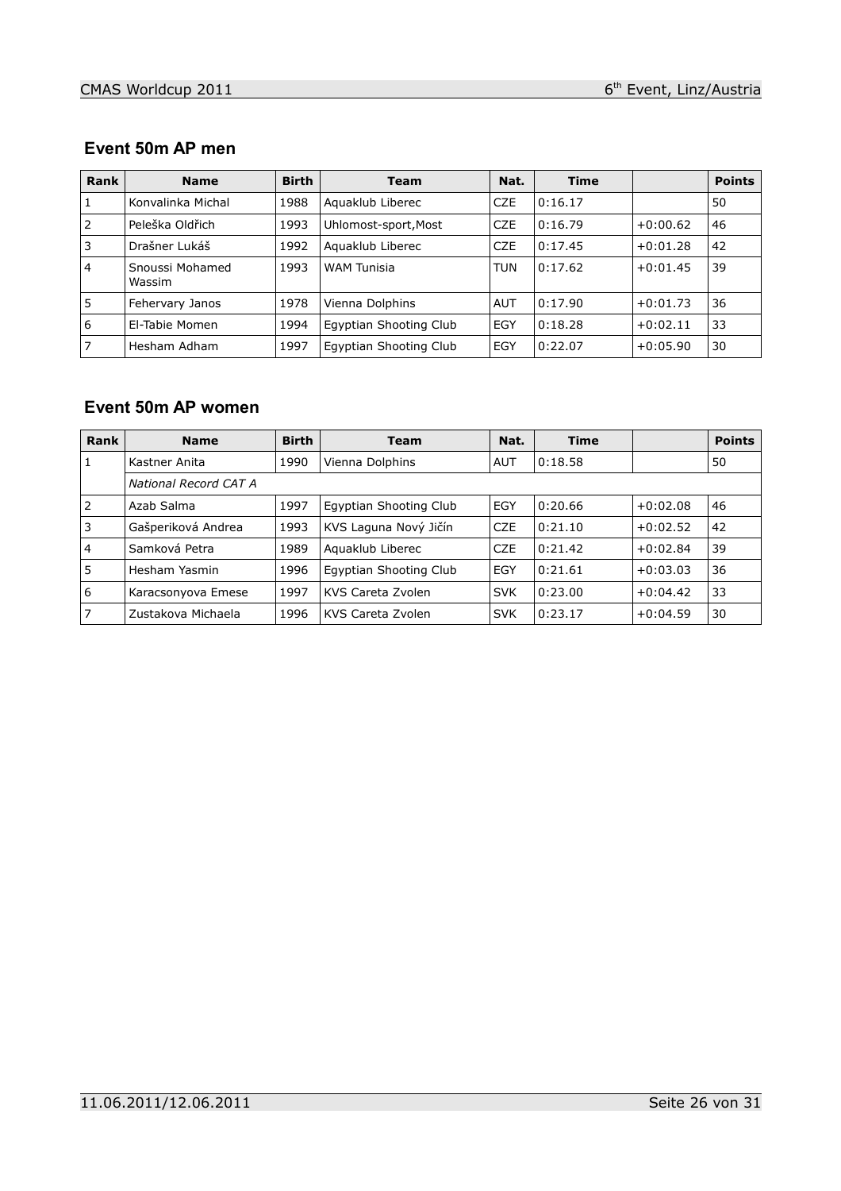## Event 50m AP men

| Rank | Name | Birth | Team | Nat. | Time | | Points |
|---|---|---|---|---|---|---|---|
| 1 | Konvalinka Michal | 1988 | Aquaklub Liberec | CZE | 0:16.17 | | 50 |
| 2 | Peleška Oldřich | 1993 | Uhlomost-sport,Most | CZE | 0:16.79 | +0:00.62 | 46 |
| 3 | Drašner Lukáš | 1992 | Aquaklub Liberec | CZE | 0:17.45 | +0:01.28 | 42 |
| 4 | Snoussi Mohamed Wassim | 1993 | WAM Tunisia | TUN | 0:17.62 | +0:01.45 | 39 |
| 5 | Fehervary Janos | 1978 | Vienna Dolphins | AUT | 0:17.90 | +0:01.73 | 36 |
| 6 | El-Tabie Momen | 1994 | Egyptian Shooting Club | EGY | 0:18.28 | +0:02.11 | 33 |
| 7 | Hesham Adham | 1997 | Egyptian Shooting Club | EGY | 0:22.07 | +0:05.90 | 30 |

## Event 50m AP women

| Rank | Name | Birth | Team | Nat. | Time | | Points |
|---|---|---|---|---|---|---|---|
| 1 | Kastner Anita | 1990 | Vienna Dolphins | AUT | 0:18.58 | | 50 |
| | *National Record CAT A* | | | | | | |
| 2 | Azab Salma | 1997 | Egyptian Shooting Club | EGY | 0:20.66 | +0:02.08 | 46 |
| 3 | Gašperiková Andrea | 1993 | KVS Laguna Nový Jičín | CZE | 0:21.10 | +0:02.52 | 42 |
| 4 | Samková Petra | 1989 | Aquaklub Liberec | CZE | 0:21.42 | +0:02.84 | 39 |
| 5 | Hesham Yasmin | 1996 | Egyptian Shooting Club | EGY | 0:21.61 | +0:03.03 | 36 |
| 6 | Karacsonyova Emese | 1997 | KVS Careta Zvolen | SVK | 0:23.00 | +0:04.42 | 33 |
| 7 | Zustakova Michaela | 1996 | KVS Careta Zvolen | SVK | 0:23.17 | +0:04.59 | 30 |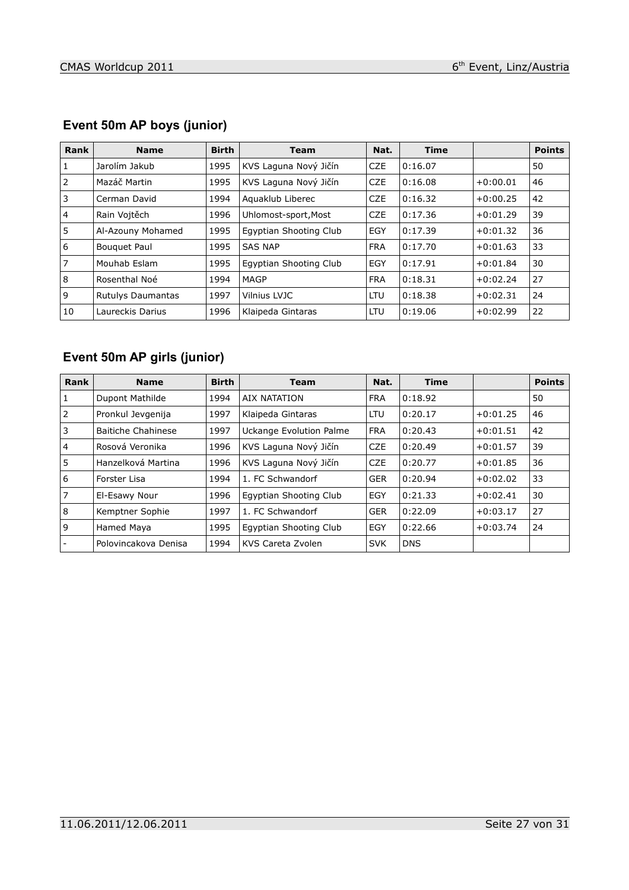## Event 50m AP boys (junior)

| Rank | Name | Birth | Team | Nat. | Time | | Points |
|---|---|---|---|---|---|---|---|
| 1 | Jarolím Jakub | 1995 | KVS Laguna Nový Jičín | CZE | 0:16.07 | | 50 |
| 2 | Mazáč Martin | 1995 | KVS Laguna Nový Jičín | CZE | 0:16.08 | +0:00.01 | 46 |
| 3 | Cerman David | 1994 | Aquaklub Liberec | CZE | 0:16.32 | +0:00.25 | 42 |
| 4 | Rain Vojtěch | 1996 | Uhlomost-sport,Most | CZE | 0:17.36 | +0:01.29 | 39 |
| 5 | Al-Azouny Mohamed | 1995 | Egyptian Shooting Club | EGY | 0:17.39 | +0:01.32 | 36 |
| 6 | Bouquet Paul | 1995 | SAS NAP | FRA | 0:17.70 | +0:01.63 | 33 |
| 7 | Mouhab Eslam | 1995 | Egyptian Shooting Club | EGY | 0:17.91 | +0:01.84 | 30 |
| 8 | Rosenthal Noé | 1994 | MAGP | FRA | 0:18.31 | +0:02.24 | 27 |
| 9 | Rutulys Daumantas | 1997 | Vilnius LVJC | LTU | 0:18.38 | +0:02.31 | 24 |
| 10 | Laureckis Darius | 1996 | Klaipeda Gintaras | LTU | 0:19.06 | +0:02.99 | 22 |

## Event 50m AP girls (junior)

| Rank | Name | Birth | Team | Nat. | Time | | Points |
|---|---|---|---|---|---|---|---|
| 1 | Dupont Mathilde | 1994 | AIX NATATION | FRA | 0:18.92 | | 50 |
| 2 | Pronkul Jevgenija | 1997 | Klaipeda Gintaras | LTU | 0:20.17 | +0:01.25 | 46 |
| 3 | Baitiche Chahinese | 1997 | Uckange Evolution Palme | FRA | 0:20.43 | +0:01.51 | 42 |
| 4 | Rosová Veronika | 1996 | KVS Laguna Nový Jičín | CZE | 0:20.49 | +0:01.57 | 39 |
| 5 | Hanzelková Martina | 1996 | KVS Laguna Nový Jičín | CZE | 0:20.77 | +0:01.85 | 36 |
| 6 | Forster Lisa | 1994 | 1. FC Schwandorf | GER | 0:20.94 | +0:02.02 | 33 |
| 7 | El-Esawy Nour | 1996 | Egyptian Shooting Club | EGY | 0:21.33 | +0:02.41 | 30 |
| 8 | Kemptner Sophie | 1997 | 1. FC Schwandorf | GER | 0:22.09 | +0:03.17 | 27 |
| 9 | Hamed Maya | 1995 | Egyptian Shooting Club | EGY | 0:22.66 | +0:03.74 | 24 |
| - | Polovincakova Denisa | 1994 | KVS Careta Zvolen | SVK | DNS | | |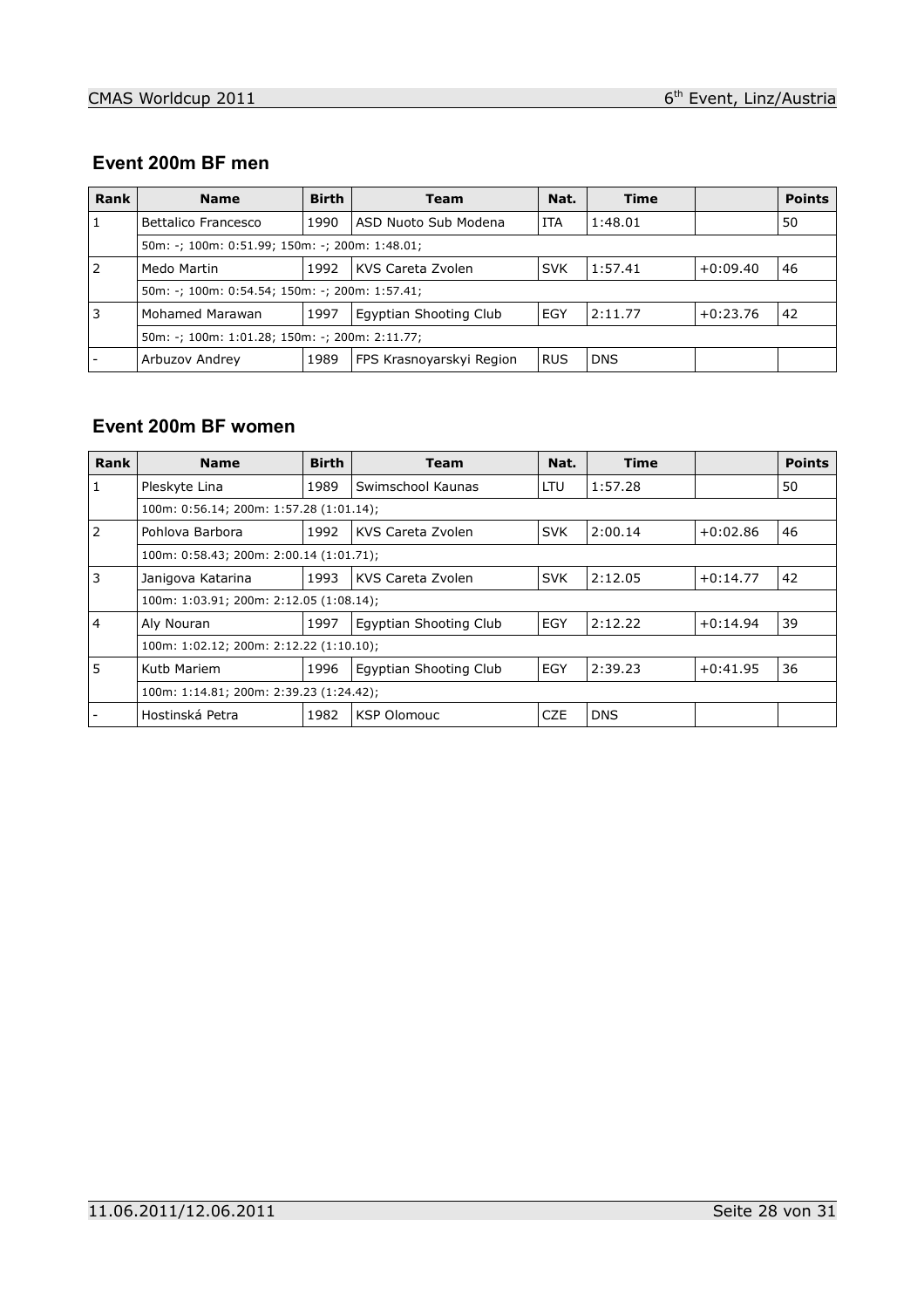## Event 200m BF men

| Rank | Name | Birth | Team | Nat. | Time | | Points |
|---|---|---|---|---|---|---|---|
| 1 | Bettalico Francesco | 1990 | ASD Nuoto Sub Modena | ITA | 1:48.01 | | 50 |
| | 50m: -; 100m: 0:51.99; 150m: -; 200m: 1:48.01; | | | | | | |
| 2 | Medo Martin | 1992 | KVS Careta Zvolen | SVK | 1:57.41 | +0:09.40 | 46 |
| | 50m: -; 100m: 0:54.54; 150m: -; 200m: 1:57.41; | | | | | | |
| 3 | Mohamed Marawan | 1997 | Egyptian Shooting Club | EGY | 2:11.77 | +0:23.76 | 42 |
| | 50m: -; 100m: 1:01.28; 150m: -; 200m: 2:11.77; | | | | | | |
| - | Arbuzov Andrey | 1989 | FPS Krasnoyarskyi Region | RUS | DNS | | |

## Event 200m BF women

| Rank | Name | Birth | Team | Nat. | Time | | Points |
|---|---|---|---|---|---|---|---|
| 1 | Pleskyte Lina | 1989 | Swimschool Kaunas | LTU | 1:57.28 | | 50 |
| | 100m: 0:56.14; 200m: 1:57.28 (1:01.14); | | | | | | |
| 2 | Pohlova Barbora | 1992 | KVS Careta Zvolen | SVK | 2:00.14 | +0:02.86 | 46 |
| | 100m: 0:58.43; 200m: 2:00.14 (1:01.71); | | | | | | |
| 3 | Janigova Katarina | 1993 | KVS Careta Zvolen | SVK | 2:12.05 | +0:14.77 | 42 |
| | 100m: 1:03.91; 200m: 2:12.05 (1:08.14); | | | | | | |
| 4 | Aly Nouran | 1997 | Egyptian Shooting Club | EGY | 2:12.22 | +0:14.94 | 39 |
| | 100m: 1:02.12; 200m: 2:12.22 (1:10.10); | | | | | | |
| 5 | Kutb Mariem | 1996 | Egyptian Shooting Club | EGY | 2:39.23 | +0:41.95 | 36 |
| | 100m: 1:14.81; 200m: 2:39.23 (1:24.42); | | | | | | |
| - | Hostinská Petra | 1982 | KSP Olomouc | CZE | DNS | | |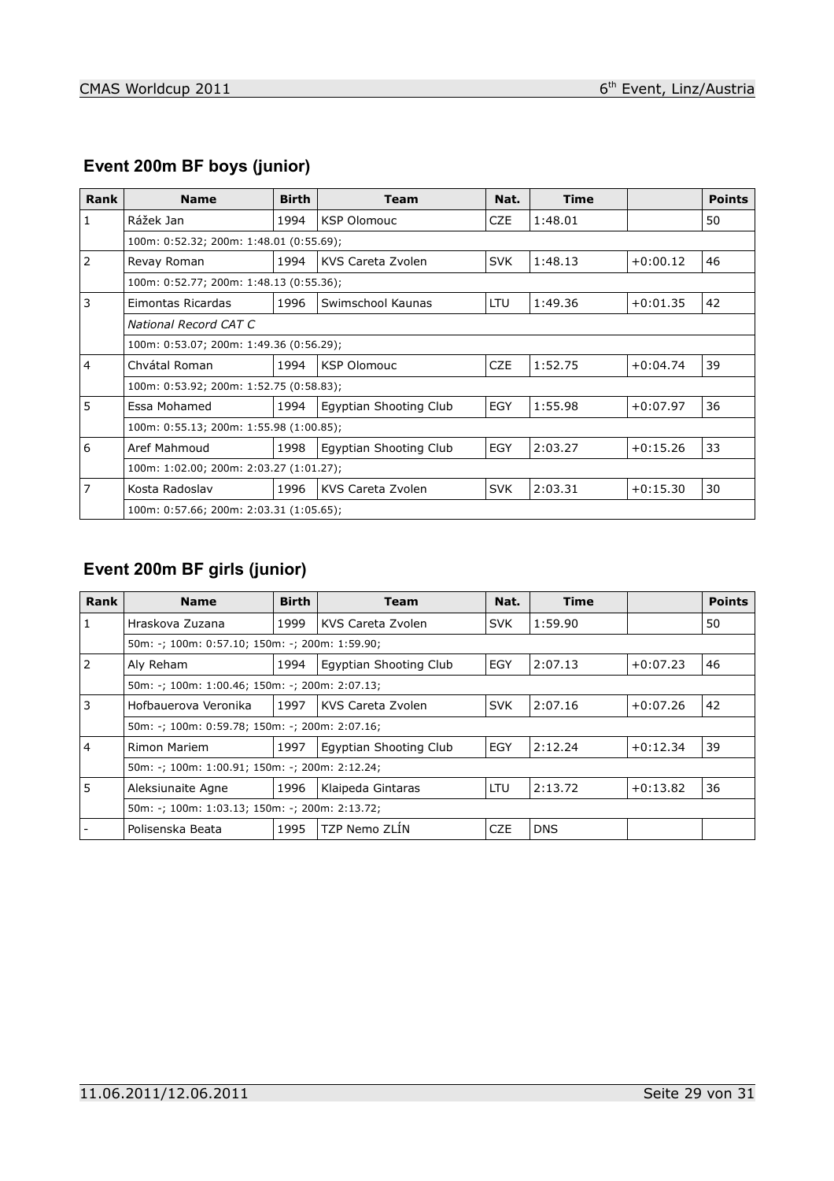## Event 200m BF boys (junior)

| Rank | Name | Birth | Team | Nat. | Time | | Points |
|---|---|---|---|---|---|---|---|
| 1 | Rážek Jan | 1994 | KSP Olomouc | CZE | 1:48.01 | | 50 |
| | 100m: 0:52.32; 200m: 1:48.01 (0:55.69); | | | | | | |
| 2 | Revay Roman | 1994 | KVS Careta Zvolen | SVK | 1:48.13 | +0:00.12 | 46 |
| | 100m: 0:52.77; 200m: 1:48.13 (0:55.36); | | | | | | |
| 3 | Eimontas Ricardas | 1996 | Swimschool Kaunas | LTU | 1:49.36 | +0:01.35 | 42 |
| | *National Record CAT C* | | | | | | |
| | 100m: 0:53.07; 200m: 1:49.36 (0:56.29); | | | | | | |
| 4 | Chvátal Roman | 1994 | KSP Olomouc | CZE | 1:52.75 | +0:04.74 | 39 |
| | 100m: 0:53.92; 200m: 1:52.75 (0:58.83); | | | | | | |
| 5 | Essa Mohamed | 1994 | Egyptian Shooting Club | EGY | 1:55.98 | +0:07.97 | 36 |
| | 100m: 0:55.13; 200m: 1:55.98 (1:00.85); | | | | | | |
| 6 | Aref Mahmoud | 1998 | Egyptian Shooting Club | EGY | 2:03.27 | +0:15.26 | 33 |
| | 100m: 1:02.00; 200m: 2:03.27 (1:01.27); | | | | | | |
| 7 | Kosta Radoslav | 1996 | KVS Careta Zvolen | SVK | 2:03.31 | +0:15.30 | 30 |
| | 100m: 0:57.66; 200m: 2:03.31 (1:05.65); | | | | | | |

## Event 200m BF girls (junior)

| Rank | Name | Birth | Team | Nat. | Time | | Points |
|---|---|---|---|---|---|---|---|
| 1 | Hraskova Zuzana | 1999 | KVS Careta Zvolen | SVK | 1:59.90 | | 50 |
| | 50m: -; 100m: 0:57.10; 150m: -; 200m: 1:59.90; | | | | | | |
| 2 | Aly Reham | 1994 | Egyptian Shooting Club | EGY | 2:07.13 | +0:07.23 | 46 |
| | 50m: -; 100m: 1:00.46; 150m: -; 200m: 2:07.13; | | | | | | |
| 3 | Hofbauerova Veronika | 1997 | KVS Careta Zvolen | SVK | 2:07.16 | +0:07.26 | 42 |
| | 50m: -; 100m: 0:59.78; 150m: -; 200m: 2:07.16; | | | | | | |
| 4 | Rimon Mariem | 1997 | Egyptian Shooting Club | EGY | 2:12.24 | +0:12.34 | 39 |
| | 50m: -; 100m: 1:00.91; 150m: -; 200m: 2:12.24; | | | | | | |
| 5 | Aleksiunaite Agne | 1996 | Klaipeda Gintaras | LTU | 2:13.72 | +0:13.82 | 36 |
| | 50m: -; 100m: 1:03.13; 150m: -; 200m: 2:13.72; | | | | | | |
| - | Polisenska Beata | 1995 | TZP Nemo ZLÍN | CZE | DNS | | |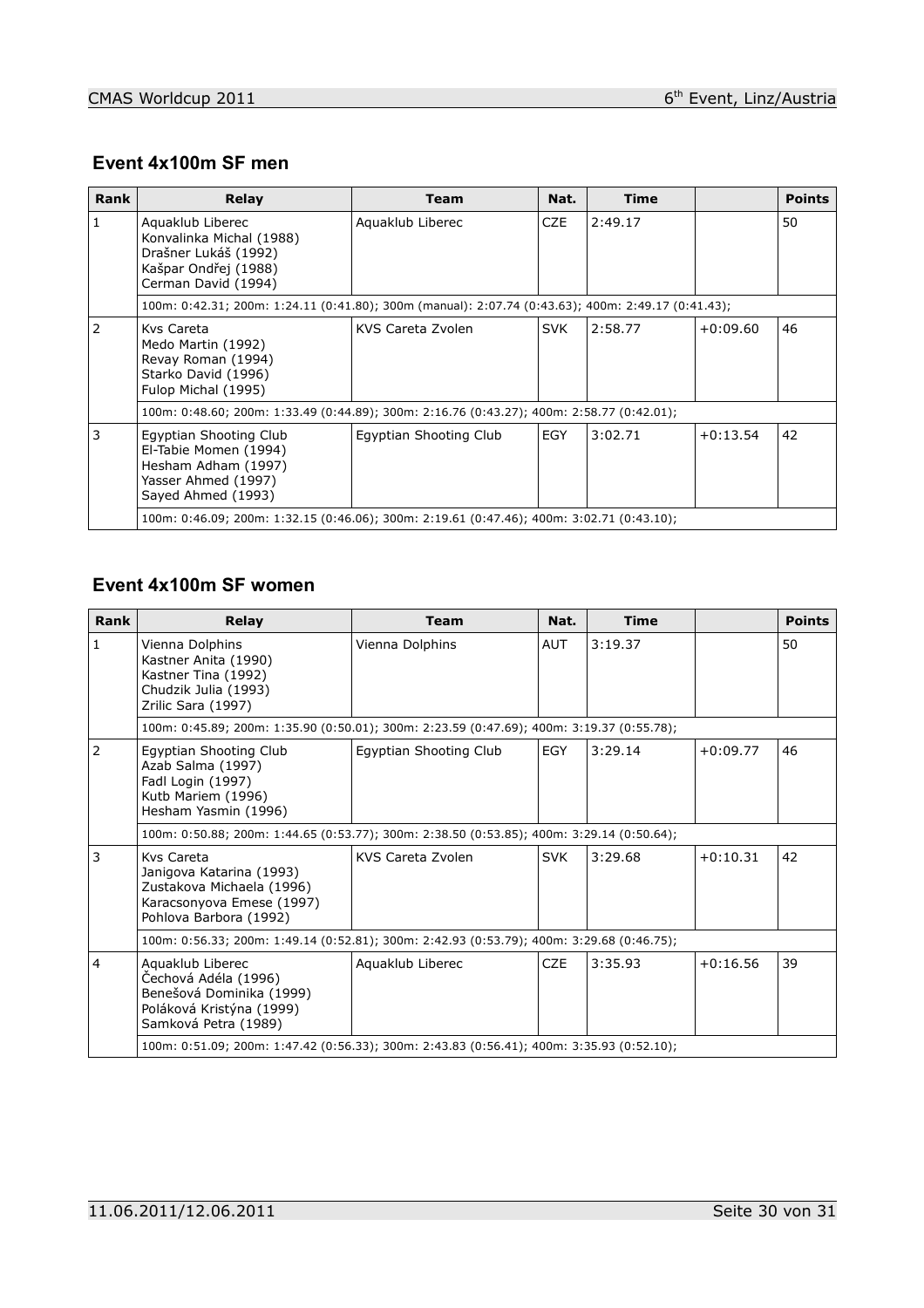## Event 4x100m SF men

| Rank | Relay | Team | Nat. | Time | | Points |
|---|---|---|---|---|---|---|
| 1 | Aquaklub Liberec<br>Konvalinka Michal (1988)<br>Drašner Lukáš (1992)<br>Kašpar Ondřej (1988)<br>Cerman David (1994) | Aquaklub Liberec | CZE | 2:49.17 | | 50 |
| | 100m: 0:42.31; 200m: 1:24.11 (0:41.80); 300m (manual): 2:07.74 (0:43.63); 400m: 2:49.17 (0:41.43); | | | | | |
| 2 | Kvs Careta<br>Medo Martin (1992)<br>Revay Roman (1994)<br>Starko David (1996)<br>Fulop Michal (1995) | KVS Careta Zvolen | SVK | 2:58.77 | +0:09.60 | 46 |
| | 100m: 0:48.60; 200m: 1:33.49 (0:44.89); 300m: 2:16.76 (0:43.27); 400m: 2:58.77 (0:42.01); | | | | | |
| 3 | Egyptian Shooting Club<br>El-Tabie Momen (1994)<br>Hesham Adham (1997)<br>Yasser Ahmed (1997)<br>Sayed Ahmed (1993) | Egyptian Shooting Club | EGY | 3:02.71 | +0:13.54 | 42 |
| | 100m: 0:46.09; 200m: 1:32.15 (0:46.06); 300m: 2:19.61 (0:47.46); 400m: 3:02.71 (0:43.10); | | | | | |

## Event 4x100m SF women

| Rank | Relay | Team | Nat. | Time | | Points |
|---|---|---|---|---|---|---|
| 1 | Vienna Dolphins<br>Kastner Anita (1990)<br>Kastner Tina (1992)<br>Chudzik Julia (1993)<br>Zrilic Sara (1997) | Vienna Dolphins | AUT | 3:19.37 | | 50 |
| | 100m: 0:45.89; 200m: 1:35.90 (0:50.01); 300m: 2:23.59 (0:47.69); 400m: 3:19.37 (0:55.78); | | | | | |
| 2 | Egyptian Shooting Club<br>Azab Salma (1997)<br>Fadl Login (1997)<br>Kutb Mariem (1996)<br>Hesham Yasmin (1996) | Egyptian Shooting Club | EGY | 3:29.14 | +0:09.77 | 46 |
| | 100m: 0:50.88; 200m: 1:44.65 (0:53.77); 300m: 2:38.50 (0:53.85); 400m: 3:29.14 (0:50.64); | | | | | |
| 3 | Kvs Careta<br>Janigova Katarina (1993)<br>Zustakova Michaela (1996)<br>Karacsonyova Emese (1997)<br>Pohlova Barbora (1992) | KVS Careta Zvolen | SVK | 3:29.68 | +0:10.31 | 42 |
| | 100m: 0:56.33; 200m: 1:49.14 (0:52.81); 300m: 2:42.93 (0:53.79); 400m: 3:29.68 (0:46.75); | | | | | |
| 4 | Aquaklub Liberec<br>Čechová Adéla (1996)<br>Benešová Dominika (1999)<br>Poláková Kristýna (1999)<br>Samková Petra (1989) | Aquaklub Liberec | CZE | 3:35.93 | +0:16.56 | 39 |
| | 100m: 0:51.09; 200m: 1:47.42 (0:56.33); 300m: 2:43.83 (0:56.41); 400m: 3:35.93 (0:52.10); | | | | | |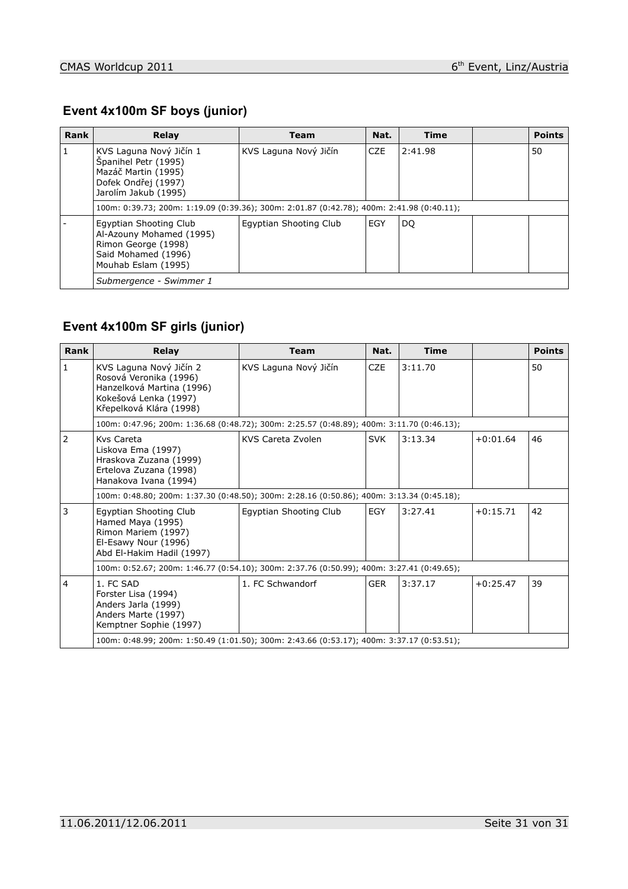## Event 4x100m SF boys (junior)

| Rank | Relay | Team | Nat. | Time | | Points |
|---|---|---|---|---|---|---|
| 1 | KVS Laguna Nový Jičín 1<br>Španihel Petr (1995)<br>Mazáč Martin (1995)<br>Dofek Ondřej (1997)<br>Jarolím Jakub (1995) | KVS Laguna Nový Jičín | CZE | 2:41.98 | | 50 |
| | 100m: 0:39.73; 200m: 1:19.09 (0:39.36); 300m: 2:01.87 (0:42.78); 400m: 2:41.98 (0:40.11); | | | | | |
| - | Egyptian Shooting Club<br>Al-Azouny Mohamed (1995)<br>Rimon George (1998)<br>Said Mohamed (1996)<br>Mouhab Eslam (1995) | Egyptian Shooting Club | EGY | DQ | | |
| | *Submergence - Swimmer 1* | | | | | |

## Event 4x100m SF girls (junior)

| Rank | Relay | Team | Nat. | Time | | Points |
|---|---|---|---|---|---|---|
| 1 | KVS Laguna Nový Jičín 2<br>Rosová Veronika (1996)<br>Hanzelková Martina (1996)<br>Kokešová Lenka (1997)<br>Křepelková Klára (1998) | KVS Laguna Nový Jičín | CZE | 3:11.70 | | 50 |
| | 100m: 0:47.96; 200m: 1:36.68 (0:48.72); 300m: 2:25.57 (0:48.89); 400m: 3:11.70 (0:46.13); | | | | | |
| 2 | Kvs Careta<br>Liskova Ema (1997)<br>Hraskova Zuzana (1999)<br>Ertelova Zuzana (1998)<br>Hanakova Ivana (1994) | KVS Careta Zvolen | SVK | 3:13.34 | +0:01.64 | 46 |
| | 100m: 0:48.80; 200m: 1:37.30 (0:48.50); 300m: 2:28.16 (0:50.86); 400m: 3:13.34 (0:45.18); | | | | | |
| 3 | Egyptian Shooting Club<br>Hamed Maya (1995)<br>Rimon Mariem (1997)<br>El-Esawy Nour (1996)<br>Abd El-Hakim Hadil (1997) | Egyptian Shooting Club | EGY | 3:27.41 | +0:15.71 | 42 |
| | 100m: 0:52.67; 200m: 1:46.77 (0:54.10); 300m: 2:37.76 (0:50.99); 400m: 3:27.41 (0:49.65); | | | | | |
| 4 | 1. FC SAD<br>Forster Lisa (1994)<br>Anders Jarla (1999)<br>Anders Marte (1997)<br>Kemptner Sophie (1997) | 1. FC Schwandorf | GER | 3:37.17 | +0:25.47 | 39 |
| | 100m: 0:48.99; 200m: 1:50.49 (1:01.50); 300m: 2:43.66 (0:53.17); 400m: 3:37.17 (0:53.51); | | | | | |